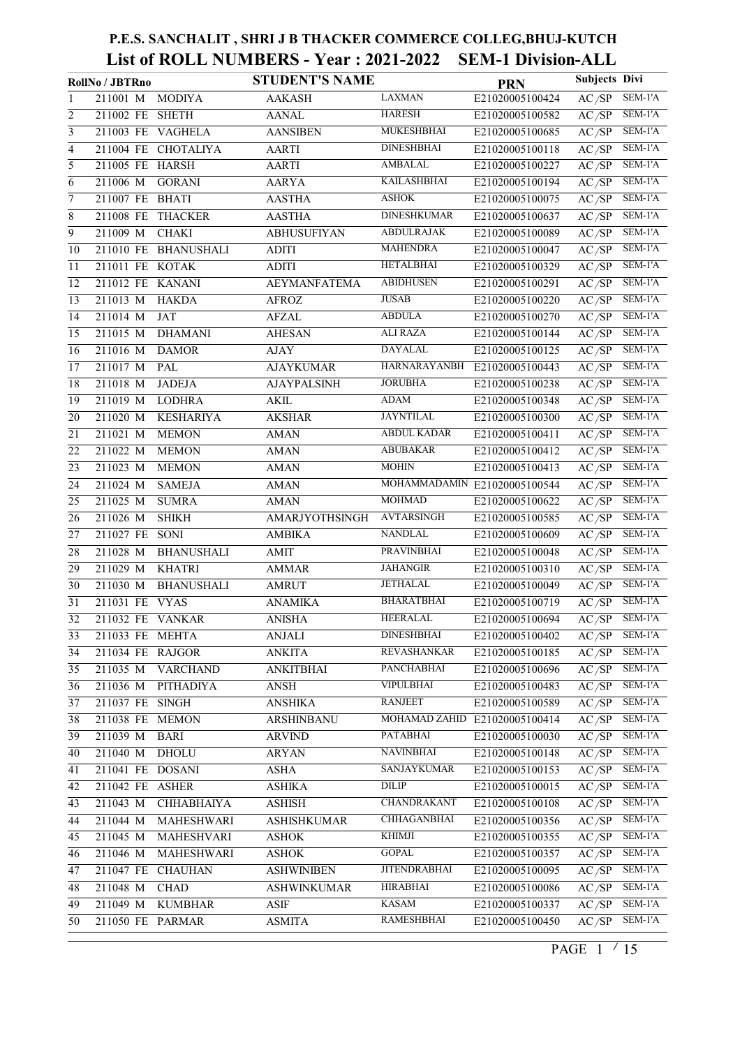# P.E.S. SANCHALIT , SHRI J B THACKER COMMERCE COLLEG,BHUJ-KUTCH

## List of ROLL NUMBERS - Year : 2021-2022 SEM-1 Division-ALL

| | RollNo / JBTRno | | STUDENT'S NAME | | | PRN | Subjects | Divi |
|---|---|---|---|---|---|---|---|---|
| 1 | 211001 | M | MODIYA | AAKASH | LAXMAN | E21020005100424 | AC/SP | SEM-1'A |
| 2 | 211002 | FE | SHETH | AANAL | HARESH | E21020005100582 | AC/SP | SEM-1'A |
| 3 | 211003 | FE | VAGHELA | AANSIBEN | MUKESHBHAI | E21020005100685 | AC/SP | SEM-1'A |
| 4 | 211004 | FE | CHOTALIYA | AARTI | DINESHBHAI | E21020005100118 | AC/SP | SEM-1'A |
| 5 | 211005 | FE | HARSH | AARTI | AMBALAL | E21020005100227 | AC/SP | SEM-1'A |
| 6 | 211006 | M | GORANI | AARYA | KAILASHBHAI | E21020005100194 | AC/SP | SEM-1'A |
| 7 | 211007 | FE | BHATI | AASTHA | ASHOK | E21020005100075 | AC/SP | SEM-1'A |
| 8 | 211008 | FE | THACKER | AASTHA | DINESHKUMAR | E21020005100637 | AC/SP | SEM-1'A |
| 9 | 211009 | M | CHAKI | ABHUSUFIYAN | ABDULRAJAK | E21020005100089 | AC/SP | SEM-1'A |
| 10 | 211010 | FE | BHANUSHALI | ADITI | MAHENDRA | E21020005100047 | AC/SP | SEM-1'A |
| 11 | 211011 | FE | KOTAK | ADITI | HETALBHAI | E21020005100329 | AC/SP | SEM-1'A |
| 12 | 211012 | FE | KANANI | AEYMANFATEMA | ABIDHUSEN | E21020005100291 | AC/SP | SEM-1'A |
| 13 | 211013 | M | HAKDA | AFROZ | JUSAB | E21020005100220 | AC/SP | SEM-1'A |
| 14 | 211014 | M | JAT | AFZAL | ABDULA | E21020005100270 | AC/SP | SEM-1'A |
| 15 | 211015 | M | DHAMANI | AHESAN | ALI RAZA | E21020005100144 | AC/SP | SEM-1'A |
| 16 | 211016 | M | DAMOR | AJAY | DAYALAL | E21020005100125 | AC/SP | SEM-1'A |
| 17 | 211017 | M | PAL | AJAYKUMAR | HARNARAYANBH | E21020005100443 | AC/SP | SEM-1'A |
| 18 | 211018 | M | JADEJA | AJAYPALSINH | JORUBHA | E21020005100238 | AC/SP | SEM-1'A |
| 19 | 211019 | M | LODHRA | AKIL | ADAM | E21020005100348 | AC/SP | SEM-1'A |
| 20 | 211020 | M | KESHARIYA | AKSHAR | JAYNTILAL | E21020005100300 | AC/SP | SEM-1'A |
| 21 | 211021 | M | MEMON | AMAN | ABDUL KADAR | E21020005100411 | AC/SP | SEM-1'A |
| 22 | 211022 | M | MEMON | AMAN | ABUBAKAR | E21020005100412 | AC/SP | SEM-1'A |
| 23 | 211023 | M | MEMON | AMAN | MOHIN | E21020005100413 | AC/SP | SEM-1'A |
| 24 | 211024 | M | SAMEJA | AMAN | MOHAMMADAMIN | E21020005100544 | AC/SP | SEM-1'A |
| 25 | 211025 | M | SUMRA | AMAN | MOHMAD | E21020005100622 | AC/SP | SEM-1'A |
| 26 | 211026 | M | SHIKH | AMARJYOTHSINGH | AVTARSINGH | E21020005100585 | AC/SP | SEM-1'A |
| 27 | 211027 | FE | SONI | AMBIKA | NANDLAL | E21020005100609 | AC/SP | SEM-1'A |
| 28 | 211028 | M | BHANUSHALI | AMIT | PRAVINBHAI | E21020005100048 | AC/SP | SEM-1'A |
| 29 | 211029 | M | KHATRI | AMMAR | JAHANGIR | E21020005100310 | AC/SP | SEM-1'A |
| 30 | 211030 | M | BHANUSHALI | AMRUT | JETHALAL | E21020005100049 | AC/SP | SEM-1'A |
| 31 | 211031 | FE | VYAS | ANAMIKA | BHARATBHAI | E21020005100719 | AC/SP | SEM-1'A |
| 32 | 211032 | FE | VANKAR | ANISHA | HEERALAL | E21020005100694 | AC/SP | SEM-1'A |
| 33 | 211033 | FE | MEHTA | ANJALI | DINESHBHAI | E21020005100402 | AC/SP | SEM-1'A |
| 34 | 211034 | FE | RAJGOR | ANKITA | REVASHANKAR | E21020005100185 | AC/SP | SEM-1'A |
| 35 | 211035 | M | VARCHAND | ANKITBHAI | PANCHABHAI | E21020005100696 | AC/SP | SEM-1'A |
| 36 | 211036 | M | PITHADIYA | ANSH | VIPULBHAI | E21020005100483 | AC/SP | SEM-1'A |
| 37 | 211037 | FE | SINGH | ANSHIKA | RANJEET | E21020005100589 | AC/SP | SEM-1'A |
| 38 | 211038 | FE | MEMON | ARSHINBANU | MOHAMAD ZAHID | E21020005100414 | AC/SP | SEM-1'A |
| 39 | 211039 | M | BARI | ARVIND | PATABHAI | E21020005100030 | AC/SP | SEM-1'A |
| 40 | 211040 | M | DHOLU | ARYAN | NAVINBHAI | E21020005100148 | AC/SP | SEM-1'A |
| 41 | 211041 | FE | DOSANI | ASHA | SANJAYKUMAR | E21020005100153 | AC/SP | SEM-1'A |
| 42 | 211042 | FE | ASHER | ASHIKA | DILIP | E21020005100015 | AC/SP | SEM-1'A |
| 43 | 211043 | M | CHHABHAIYA | ASHISH | CHANDRAKANT | E21020005100108 | AC/SP | SEM-1'A |
| 44 | 211044 | M | MAHESHWARI | ASHISHKUMAR | CHHAGANBHAI | E21020005100356 | AC/SP | SEM-1'A |
| 45 | 211045 | M | MAHESHVARI | ASHOK | KHIMJI | E21020005100355 | AC/SP | SEM-1'A |
| 46 | 211046 | M | MAHESHWARI | ASHOK | GOPAL | E21020005100357 | AC/SP | SEM-1'A |
| 47 | 211047 | FE | CHAUHAN | ASHWINIBEN | JITENDRABHAI | E21020005100095 | AC/SP | SEM-1'A |
| 48 | 211048 | M | CHAD | ASHWINKUMAR | HIRABHAI | E21020005100086 | AC/SP | SEM-1'A |
| 49 | 211049 | M | KUMBHAR | ASIF | KASAM | E21020005100337 | AC/SP | SEM-1'A |
| 50 | 211050 | FE | PARMAR | ASMITA | RAMESHBHAI | E21020005100450 | AC/SP | SEM-1'A |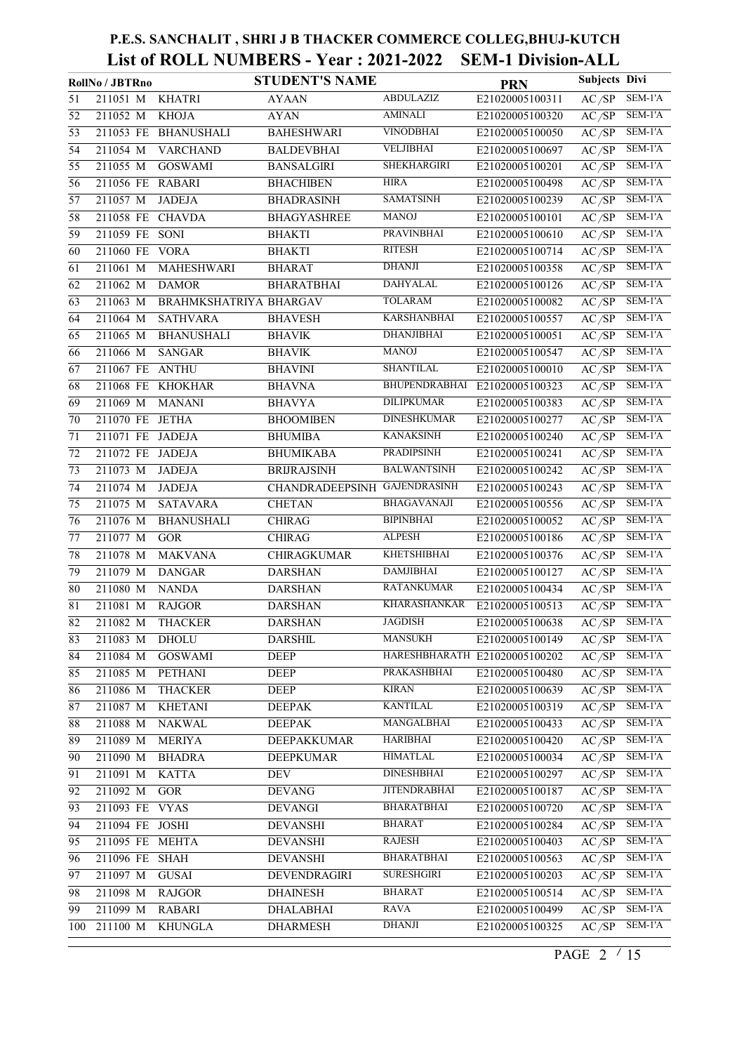# P.E.S. SANCHALIT , SHRI J B THACKER COMMERCE COLLEG,BHUJ-KUTCH

## List of ROLL NUMBERS - Year : 2021-2022 SEM-1 Division-ALL

| | RollNo / JBTRno | | STUDENT'S NAME | | | PRN | Subjects | Divi |
|---|---|---|---|---|---|---|---|---|
| 51 | 211051 M | KHATRI | AYAAN | ABDULAZIZ | | E21020005100311 | AC /SP | SEM-1'A |
| 52 | 211052 M | KHOJA | AYAN | AMINALI | | E21020005100320 | AC /SP | SEM-1'A |
| 53 | 211053 FE | BHANUSHALI | BAHESHWARI | VINODBHAI | | E21020005100050 | AC /SP | SEM-1'A |
| 54 | 211054 M | VARCHAND | BALDEVBHAI | VELJIBHAI | | E21020005100697 | AC /SP | SEM-1'A |
| 55 | 211055 M | GOSWAMI | BANSALGIRI | SHEKHARGIRI | | E21020005100201 | AC /SP | SEM-1'A |
| 56 | 211056 FE | RABARI | BHACHIBEN | HIRA | | E21020005100498 | AC /SP | SEM-1'A |
| 57 | 211057 M | JADEJA | BHADRASINH | SAMATSINH | | E21020005100239 | AC /SP | SEM-1'A |
| 58 | 211058 FE | CHAVDA | BHAGYASHREE | MANOJ | | E21020005100101 | AC /SP | SEM-1'A |
| 59 | 211059 FE | SONI | BHAKTI | PRAVINBHAI | | E21020005100610 | AC /SP | SEM-1'A |
| 60 | 211060 FE | VORA | BHAKTI | RITESH | | E21020005100714 | AC /SP | SEM-1'A |
| 61 | 211061 M | MAHESHWARI | BHARAT | DHANJI | | E21020005100358 | AC /SP | SEM-1'A |
| 62 | 211062 M | DAMOR | BHARATBHAI | DAHYALAL | | E21020005100126 | AC /SP | SEM-1'A |
| 63 | 211063 M | BRAHMKSHATRIYA | BHARGAV | TOLARAM | | E21020005100082 | AC /SP | SEM-1'A |
| 64 | 211064 M | SATHVARA | BHAVESH | KARSHANBHAI | | E21020005100557 | AC /SP | SEM-1'A |
| 65 | 211065 M | BHANUSHALI | BHAVIK | DHANJIBHAI | | E21020005100051 | AC /SP | SEM-1'A |
| 66 | 211066 M | SANGAR | BHAVIK | MANOJ | | E21020005100547 | AC /SP | SEM-1'A |
| 67 | 211067 FE | ANTHU | BHAVINI | SHANTILAL | | E21020005100010 | AC /SP | SEM-1'A |
| 68 | 211068 FE | KHOKHAR | BHAVNA | BHUPENDRABHAI | | E21020005100323 | AC /SP | SEM-1'A |
| 69 | 211069 M | MANANI | BHAVYA | DILIPKUMAR | | E21020005100383 | AC /SP | SEM-1'A |
| 70 | 211070 FE | JETHA | BHOOMIBEN | DINESHKUMAR | | E21020005100277 | AC /SP | SEM-1'A |
| 71 | 211071 FE | JADEJA | BHUMIBA | KANAKSINH | | E21020005100240 | AC /SP | SEM-1'A |
| 72 | 211072 FE | JADEJA | BHUMIKABA | PRADIPSINH | | E21020005100241 | AC /SP | SEM-1'A |
| 73 | 211073 M | JADEJA | BRIJRAJSINH | BALWANTSINH | | E21020005100242 | AC /SP | SEM-1'A |
| 74 | 211074 M | JADEJA | CHANDRADEEPSINH | GAJENDRASINH | | E21020005100243 | AC /SP | SEM-1'A |
| 75 | 211075 M | SATAVARA | CHETAN | BHAGAVANAJI | | E21020005100556 | AC /SP | SEM-1'A |
| 76 | 211076 M | BHANUSHALI | CHIRAG | BIPINBHAI | | E21020005100052 | AC /SP | SEM-1'A |
| 77 | 211077 M | GOR | CHIRAG | ALPESH | | E21020005100186 | AC /SP | SEM-1'A |
| 78 | 211078 M | MAKVANA | CHIRAGKUMAR | KHETSHIBHAI | | E21020005100376 | AC /SP | SEM-1'A |
| 79 | 211079 M | DANGAR | DARSHAN | DAMJIBHAI | | E21020005100127 | AC /SP | SEM-1'A |
| 80 | 211080 M | NANDA | DARSHAN | RATANKUMAR | | E21020005100434 | AC /SP | SEM-1'A |
| 81 | 211081 M | RAJGOR | DARSHAN | KHARASHANKAR | | E21020005100513 | AC /SP | SEM-1'A |
| 82 | 211082 M | THACKER | DARSHAN | JAGDISH | | E21020005100638 | AC /SP | SEM-1'A |
| 83 | 211083 M | DHOLU | DARSHIL | MANSUKH | | E21020005100149 | AC /SP | SEM-1'A |
| 84 | 211084 M | GOSWAMI | DEEP | HARESHBHARATH | | E21020005100202 | AC /SP | SEM-1'A |
| 85 | 211085 M | PETHANI | DEEP | PRAKASHBHAI | | E21020005100480 | AC /SP | SEM-1'A |
| 86 | 211086 M | THACKER | DEEP | KIRAN | | E21020005100639 | AC /SP | SEM-1'A |
| 87 | 211087 M | KHETANI | DEEPAK | KANTILAL | | E21020005100319 | AC /SP | SEM-1'A |
| 88 | 211088 M | NAKWAL | DEEPAK | MANGALBHAI | | E21020005100433 | AC /SP | SEM-1'A |
| 89 | 211089 M | MERIYA | DEEPAKKUMAR | HARIBHAI | | E21020005100420 | AC /SP | SEM-1'A |
| 90 | 211090 M | BHADRA | DEEPKUMAR | HIMATLAL | | E21020005100034 | AC /SP | SEM-1'A |
| 91 | 211091 M | KATTA | DEV | DINESHBHAI | | E21020005100297 | AC /SP | SEM-1'A |
| 92 | 211092 M | GOR | DEVANG | JITENDRABHAI | | E21020005100187 | AC /SP | SEM-1'A |
| 93 | 211093 FE | VYAS | DEVANGI | BHARATBHAI | | E21020005100720 | AC /SP | SEM-1'A |
| 94 | 211094 FE | JOSHI | DEVANSHI | BHARAT | | E21020005100284 | AC /SP | SEM-1'A |
| 95 | 211095 FE | MEHTA | DEVANSHI | RAJESH | | E21020005100403 | AC /SP | SEM-1'A |
| 96 | 211096 FE | SHAH | DEVANSHI | BHARATBHAI | | E21020005100563 | AC /SP | SEM-1'A |
| 97 | 211097 M | GUSAI | DEVENDRAGIRI | SURESHGIRI | | E21020005100203 | AC /SP | SEM-1'A |
| 98 | 211098 M | RAJGOR | DHAINESH | BHARAT | | E21020005100514 | AC /SP | SEM-1'A |
| 99 | 211099 M | RABARI | DHALABHAI | RAVA | | E21020005100499 | AC /SP | SEM-1'A |
| 100 | 211100 M | KHUNGLA | DHARMESH | DHANJI | | E21020005100325 | AC /SP | SEM-1'A |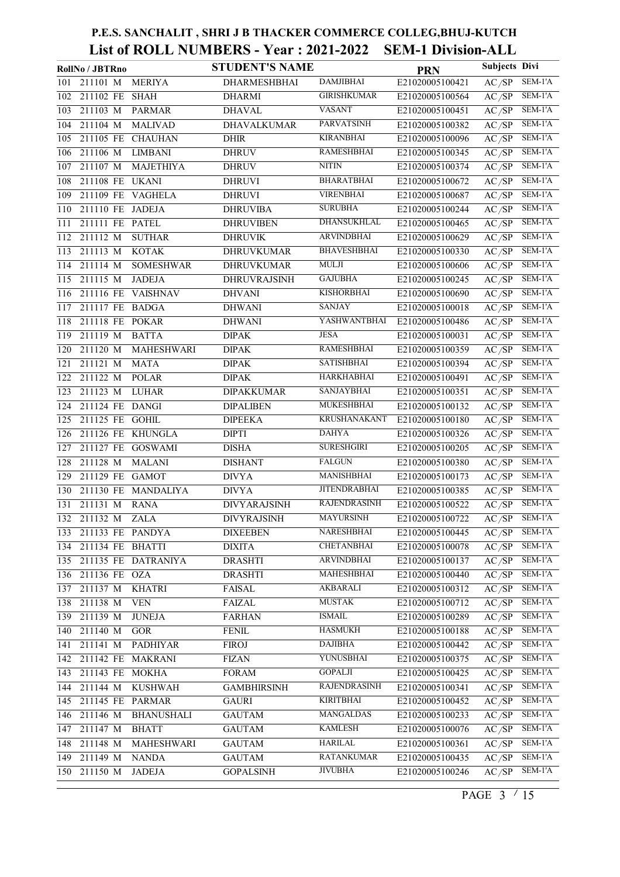# P.E.S. SANCHALIT , SHRI J B THACKER COMMERCE COLLEG,BHUJ-KUTCH

## List of ROLL NUMBERS - Year : 2021-2022 SEM-1 Division-ALL

| | RollNo / JBTRno | | STUDENT'S NAME | | | PRN | Subjects | Divi |
|---|---|---|---|---|---|---|---|---|
| 101 | 211101 M | MERIYA | DHARMESHBHAI | DAMJIBHAI | | E21020005100421 | AC /SP | SEM-1'A |
| 102 | 211102 FE | SHAH | DHARMI | GIRISHKUMAR | | E21020005100564 | AC /SP | SEM-1'A |
| 103 | 211103 M | PARMAR | DHAVAL | VASANT | | E21020005100451 | AC /SP | SEM-1'A |
| 104 | 211104 M | MALIVAD | DHAVALKUMAR | PARVATSINH | | E21020005100382 | AC /SP | SEM-1'A |
| 105 | 211105 FE | CHAUHAN | DHIR | KIRANBHAI | | E21020005100096 | AC /SP | SEM-1'A |
| 106 | 211106 M | LIMBANI | DHRUV | RAMESHBHAI | | E21020005100345 | AC /SP | SEM-1'A |
| 107 | 211107 M | MAJETHIYA | DHRUV | NITIN | | E21020005100374 | AC /SP | SEM-1'A |
| 108 | 211108 FE | UKANI | DHRUVI | BHARATBHAI | | E21020005100672 | AC /SP | SEM-1'A |
| 109 | 211109 FE | VAGHELA | DHRUVI | VIRENBHAI | | E21020005100687 | AC /SP | SEM-1'A |
| 110 | 211110 FE | JADEJA | DHRUVIBA | SURUBHA | | E21020005100244 | AC /SP | SEM-1'A |
| 111 | 211111 FE | PATEL | DHRUVIBEN | DHANSUKHLAL | | E21020005100465 | AC /SP | SEM-1'A |
| 112 | 211112 M | SUTHAR | DHRUVIK | ARVINDBHAI | | E21020005100629 | AC /SP | SEM-1'A |
| 113 | 211113 M | KOTAK | DHRUVKUMAR | BHAVESHBHAI | | E21020005100330 | AC /SP | SEM-1'A |
| 114 | 211114 M | SOMESHWAR | DHRUVKUMAR | MULJI | | E21020005100606 | AC /SP | SEM-1'A |
| 115 | 211115 M | JADEJA | DHRUVRAJSINH | GAJUBHA | | E21020005100245 | AC /SP | SEM-1'A |
| 116 | 211116 FE | VAISHNAV | DHVANI | KISHORBHAI | | E21020005100690 | AC /SP | SEM-1'A |
| 117 | 211117 FE | BADGA | DHWANI | SANJAY | | E21020005100018 | AC /SP | SEM-1'A |
| 118 | 211118 FE | POKAR | DHWANI | YASHWANTBHAI | | E21020005100486 | AC /SP | SEM-1'A |
| 119 | 211119 M | BATTA | DIPAK | JESA | | E21020005100031 | AC /SP | SEM-1'A |
| 120 | 211120 M | MAHESHWARI | DIPAK | RAMESHBHAI | | E21020005100359 | AC /SP | SEM-1'A |
| 121 | 211121 M | MATA | DIPAK | SATISHBHAI | | E21020005100394 | AC /SP | SEM-1'A |
| 122 | 211122 M | POLAR | DIPAK | HARKHABHAI | | E21020005100491 | AC /SP | SEM-1'A |
| 123 | 211123 M | LUHAR | DIPAKKUMAR | SANJAYBHAI | | E21020005100351 | AC /SP | SEM-1'A |
| 124 | 211124 FE | DANGI | DIPALIBEN | MUKESHBHAI | | E21020005100132 | AC /SP | SEM-1'A |
| 125 | 211125 FE | GOHIL | DIPEEKA | KRUSHANAKANT | | E21020005100180 | AC /SP | SEM-1'A |
| 126 | 211126 FE | KHUNGLA | DIPTI | DAHYA | | E21020005100326 | AC /SP | SEM-1'A |
| 127 | 211127 FE | GOSWAMI | DISHA | SURESHGIRI | | E21020005100205 | AC /SP | SEM-1'A |
| 128 | 211128 M | MALANI | DISHANT | FALGUN | | E21020005100380 | AC /SP | SEM-1'A |
| 129 | 211129 FE | GAMOT | DIVYA | MANISHBHAI | | E21020005100173 | AC /SP | SEM-1'A |
| 130 | 211130 FE | MANDALIYA | DIVYA | JITENDRABHAI | | E21020005100385 | AC /SP | SEM-1'A |
| 131 | 211131 M | RANA | DIVYARAJSINH | RAJENDRASINH | | E21020005100522 | AC /SP | SEM-1'A |
| 132 | 211132 M | ZALA | DIVYRAJSINH | MAYURSINH | | E21020005100722 | AC /SP | SEM-1'A |
| 133 | 211133 FE | PANDYA | DIXEEBEN | NARESHBHAI | | E21020005100445 | AC /SP | SEM-1'A |
| 134 | 211134 FE | BHATTI | DIXITA | CHETANBHAI | | E21020005100078 | AC /SP | SEM-1'A |
| 135 | 211135 FE | DATRANIYA | DRASHTI | ARVINDBHAI | | E21020005100137 | AC /SP | SEM-1'A |
| 136 | 211136 FE | OZA | DRASHTI | MAHESHBHAI | | E21020005100440 | AC /SP | SEM-1'A |
| 137 | 211137 M | KHATRI | FAISAL | AKBARALI | | E21020005100312 | AC /SP | SEM-1'A |
| 138 | 211138 M | VEN | FAIZAL | MUSTAK | | E21020005100712 | AC /SP | SEM-1'A |
| 139 | 211139 M | JUNEJA | FARHAN | ISMAIL | | E21020005100289 | AC /SP | SEM-1'A |
| 140 | 211140 M | GOR | FENIL | HASMUKH | | E21020005100188 | AC /SP | SEM-1'A |
| 141 | 211141 M | PADHIYAR | FIROJ | DAJIBHA | | E21020005100442 | AC /SP | SEM-1'A |
| 142 | 211142 FE | MAKRANI | FIZAN | YUNUSBHAI | | E21020005100375 | AC /SP | SEM-1'A |
| 143 | 211143 FE | MOKHA | FORAM | GOPALJI | | E21020005100425 | AC /SP | SEM-1'A |
| 144 | 211144 M | KUSHWAH | GAMBHIRSINH | RAJENDRASINH | | E21020005100341 | AC /SP | SEM-1'A |
| 145 | 211145 FE | PARMAR | GAURI | KIRITBHAI | | E21020005100452 | AC /SP | SEM-1'A |
| 146 | 211146 M | BHANUSHALI | GAUTAM | MANGALDAS | | E21020005100233 | AC /SP | SEM-1'A |
| 147 | 211147 M | BHATT | GAUTAM | KAMLESH | | E21020005100076 | AC /SP | SEM-1'A |
| 148 | 211148 M | MAHESHWARI | GAUTAM | HARILAL | | E21020005100361 | AC /SP | SEM-1'A |
| 149 | 211149 M | NANDA | GAUTAM | RATANKUMAR | | E21020005100435 | AC /SP | SEM-1'A |
| 150 | 211150 M | JADEJA | GOPALSINH | JIVUBHA | | E21020005100246 | AC /SP | SEM-1'A |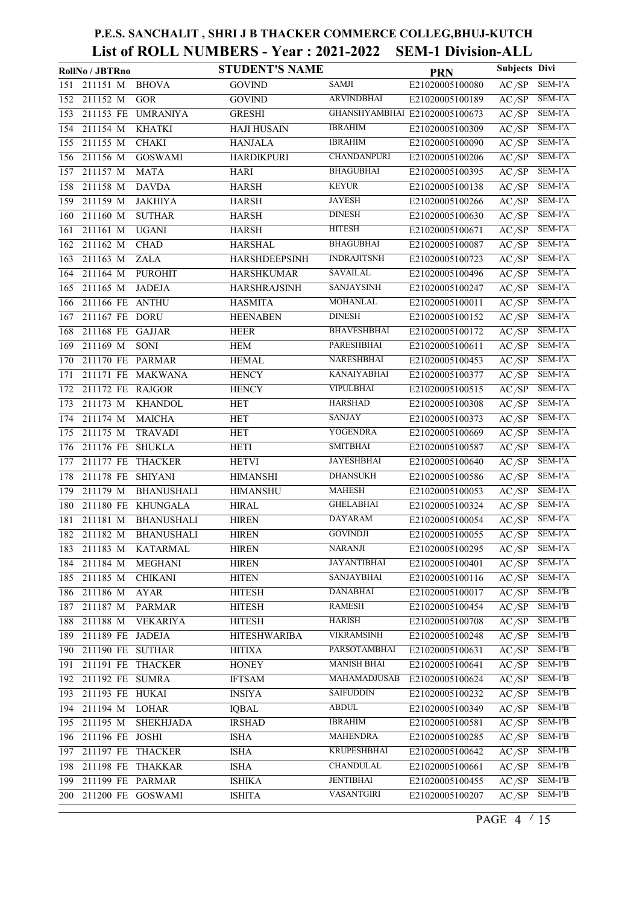# P.E.S. SANCHALIT , SHRI J B THACKER COMMERCE COLLEG,BHUJ-KUTCH

## List of ROLL NUMBERS - Year : 2021-2022 SEM-1 Division-ALL

| | RollNo / JBTRno | | STUDENT'S NAME | | | PRN | Subjects | Divi |
|---|---|---|---|---|---|---|---|---|
| 151 | 211151 | M | BHOVA | GOVIND | SAMJI | E21020005100080 | AC /SP | SEM-1'A |
| 152 | 211152 | M | GOR | GOVIND | ARVINDBHAI | E21020005100189 | AC /SP | SEM-1'A |
| 153 | 211153 | FE | UMRANIYA | GRESHI | GHANSHYAMBHAI | E21020005100673 | AC /SP | SEM-1'A |
| 154 | 211154 | M | KHATKI | HAJI HUSAIN | IBRAHIM | E21020005100309 | AC /SP | SEM-1'A |
| 155 | 211155 | M | CHAKI | HANJALA | IBRAHIM | E21020005100090 | AC /SP | SEM-1'A |
| 156 | 211156 | M | GOSWAMI | HARDIKPURI | CHANDANPURI | E21020005100206 | AC /SP | SEM-1'A |
| 157 | 211157 | M | MATA | HARI | BHAGUBHAI | E21020005100395 | AC /SP | SEM-1'A |
| 158 | 211158 | M | DAVDA | HARSH | KEYUR | E21020005100138 | AC /SP | SEM-1'A |
| 159 | 211159 | M | JAKHIYA | HARSH | JAYESH | E21020005100266 | AC /SP | SEM-1'A |
| 160 | 211160 | M | SUTHAR | HARSH | DINESH | E21020005100630 | AC /SP | SEM-1'A |
| 161 | 211161 | M | UGANI | HARSH | HITESH | E21020005100671 | AC /SP | SEM-1'A |
| 162 | 211162 | M | CHAD | HARSHAL | BHAGUBHAI | E21020005100087 | AC /SP | SEM-1'A |
| 163 | 211163 | M | ZALA | HARSHDEEPSINH | INDRAJITSNH | E21020005100723 | AC /SP | SEM-1'A |
| 164 | 211164 | M | PUROHIT | HARSHKUMAR | SAVAILAL | E21020005100496 | AC /SP | SEM-1'A |
| 165 | 211165 | M | JADEJA | HARSHRAJSINH | SANJAYSINH | E21020005100247 | AC /SP | SEM-1'A |
| 166 | 211166 | FE | ANTHU | HASMITA | MOHANLAL | E21020005100011 | AC /SP | SEM-1'A |
| 167 | 211167 | FE | DORU | HEENABEN | DINESH | E21020005100152 | AC /SP | SEM-1'A |
| 168 | 211168 | FE | GAJJAR | HEER | BHAVESHBHAI | E21020005100172 | AC /SP | SEM-1'A |
| 169 | 211169 | M | SONI | HEM | PARESHBHAI | E21020005100611 | AC /SP | SEM-1'A |
| 170 | 211170 | FE | PARMAR | HEMAL | NARESHBHAI | E21020005100453 | AC /SP | SEM-1'A |
| 171 | 211171 | FE | MAKWANA | HENCY | KANAIYABHAI | E21020005100377 | AC /SP | SEM-1'A |
| 172 | 211172 | FE | RAJGOR | HENCY | VIPULBHAI | E21020005100515 | AC /SP | SEM-1'A |
| 173 | 211173 | M | KHANDOL | HET | HARSHAD | E21020005100308 | AC /SP | SEM-1'A |
| 174 | 211174 | M | MAICHA | HET | SANJAY | E21020005100373 | AC /SP | SEM-1'A |
| 175 | 211175 | M | TRAVADI | HET | YOGENDRA | E21020005100669 | AC /SP | SEM-1'A |
| 176 | 211176 | FE | SHUKLA | HETI | SMITBHAI | E21020005100587 | AC /SP | SEM-1'A |
| 177 | 211177 | FE | THACKER | HETVI | JAYESHBHAI | E21020005100640 | AC /SP | SEM-1'A |
| 178 | 211178 | FE | SHIYANI | HIMANSHI | DHANSUKH | E21020005100586 | AC /SP | SEM-1'A |
| 179 | 211179 | M | BHANUSHALI | HIMANSHU | MAHESH | E21020005100053 | AC /SP | SEM-1'A |
| 180 | 211180 | FE | KHUNGALA | HIRAL | GHELABHAI | E21020005100324 | AC /SP | SEM-1'A |
| 181 | 211181 | M | BHANUSHALI | HIREN | DAYARAM | E21020005100054 | AC /SP | SEM-1'A |
| 182 | 211182 | M | BHANUSHALI | HIREN | GOVINDJI | E21020005100055 | AC /SP | SEM-1'A |
| 183 | 211183 | M | KATARMAL | HIREN | NARANJI | E21020005100295 | AC /SP | SEM-1'A |
| 184 | 211184 | M | MEGHANI | HIREN | JAYANTIBHAI | E21020005100401 | AC /SP | SEM-1'A |
| 185 | 211185 | M | CHIKANI | HITEN | SANJAYBHAI | E21020005100116 | AC /SP | SEM-1'A |
| 186 | 211186 | M | AYAR | HITESH | DANABHAI | E21020005100017 | AC /SP | SEM-1'B |
| 187 | 211187 | M | PARMAR | HITESH | RAMESH | E21020005100454 | AC /SP | SEM-1'B |
| 188 | 211188 | M | VEKARIYA | HITESH | HARISH | E21020005100708 | AC /SP | SEM-1'B |
| 189 | 211189 | FE | JADEJA | HITESHWARIBA | VIKRAMSINH | E21020005100248 | AC /SP | SEM-1'B |
| 190 | 211190 | FE | SUTHAR | HITIXA | PARSOTAMBHAI | E21020005100631 | AC /SP | SEM-1'B |
| 191 | 211191 | FE | THACKER | HONEY | MANISH BHAI | E21020005100641 | AC /SP | SEM-1'B |
| 192 | 211192 | FE | SUMRA | IFTSAM | MAHAMADJUSAB | E21020005100624 | AC /SP | SEM-1'B |
| 193 | 211193 | FE | HUKAI | INSIYA | SAIFUDDIN | E21020005100232 | AC /SP | SEM-1'B |
| 194 | 211194 | M | LOHAR | IQBAL | ABDUL | E21020005100349 | AC /SP | SEM-1'B |
| 195 | 211195 | M | SHEKHJADA | IRSHAD | IBRAHIM | E21020005100581 | AC /SP | SEM-1'B |
| 196 | 211196 | FE | JOSHI | ISHA | MAHENDRA | E21020005100285 | AC /SP | SEM-1'B |
| 197 | 211197 | FE | THACKER | ISHA | KRUPESHBHAI | E21020005100642 | AC /SP | SEM-1'B |
| 198 | 211198 | FE | THAKKAR | ISHA | CHANDULAL | E21020005100661 | AC /SP | SEM-1'B |
| 199 | 211199 | FE | PARMAR | ISHIKA | JENTIBHAI | E21020005100455 | AC /SP | SEM-1'B |
| 200 | 211200 | FE | GOSWAMI | ISHITA | VASANTGIRI | E21020005100207 | AC /SP | SEM-1'B |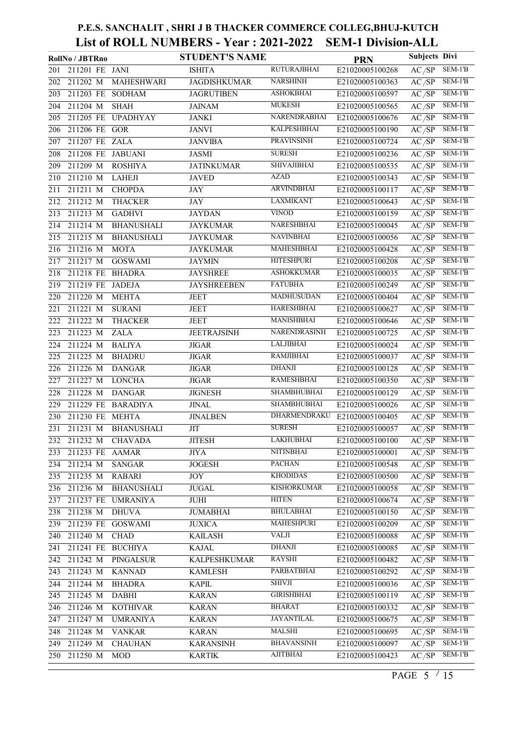# P.E.S. SANCHALIT , SHRI J B THACKER COMMERCE COLLEG,BHUJ-KUTCH

## List of ROLL NUMBERS - Year : 2021-2022 SEM-1 Division-ALL

| | RollNo / JBTRno | | | STUDENT'S NAME | | PRN | Subjects | Divi |
|---|---|---|---|---|---|---|---|---|
| 201 | 211201 | FE | JANI | ISHITA | RUTURAJBHAI | E21020005100268 | AC /SP | SEM-1'B |
| 202 | 211202 | M | MAHESHWARI | JAGDISHKUMAR | NARSHINH | E21020005100363 | AC /SP | SEM-1'B |
| 203 | 211203 | FE | SODHAM | JAGRUTIBEN | ASHOKBHAI | E21020005100597 | AC /SP | SEM-1'B |
| 204 | 211204 | M | SHAH | JAINAM | MUKESH | E21020005100565 | AC /SP | SEM-1'B |
| 205 | 211205 | FE | UPADHYAY | JANKI | NARENDRABHAI | E21020005100676 | AC /SP | SEM-1'B |
| 206 | 211206 | FE | GOR | JANVI | KALPESHBHAI | E21020005100190 | AC /SP | SEM-1'B |
| 207 | 211207 | FE | ZALA | JANVIBA | PRAVINSINH | E21020005100724 | AC /SP | SEM-1'B |
| 208 | 211208 | FE | JABUANI | JASMI | SURESH | E21020005100236 | AC /SP | SEM-1'B |
| 209 | 211209 | M | ROSHIYA | JATINKUMAR | SHIVAJIBHAI | E21020005100535 | AC /SP | SEM-1'B |
| 210 | 211210 | M | LAHEJI | JAVED | AZAD | E21020005100343 | AC /SP | SEM-1'B |
| 211 | 211211 | M | CHOPDA | JAY | ARVINDBHAI | E21020005100117 | AC /SP | SEM-1'B |
| 212 | 211212 | M | THACKER | JAY | LAXMIKANT | E21020005100643 | AC /SP | SEM-1'B |
| 213 | 211213 | M | GADHVI | JAYDAN | VINOD | E21020005100159 | AC /SP | SEM-1'B |
| 214 | 211214 | M | BHANUSHALI | JAYKUMAR | NARESHBHAI | E21020005100045 | AC /SP | SEM-1'B |
| 215 | 211215 | M | BHANUSHALI | JAYKUMAR | NAVINBHAI | E21020005100056 | AC /SP | SEM-1'B |
| 216 | 211216 | M | MOTA | JAYKUMAR | MAHESHBHAI | E21020005100428 | AC /SP | SEM-1'B |
| 217 | 211217 | M | GOSWAMI | JAYMIN | HITESHPURI | E21020005100208 | AC /SP | SEM-1'B |
| 218 | 211218 | FE | BHADRA | JAYSHREE | ASHOKKUMAR | E21020005100035 | AC /SP | SEM-1'B |
| 219 | 211219 | FE | JADEJA | JAYSHREEBEN | FATUBHA | E21020005100249 | AC /SP | SEM-1'B |
| 220 | 211220 | M | MEHTA | JEET | MADHUSUDAN | E21020005100404 | AC /SP | SEM-1'B |
| 221 | 211221 | M | SURANI | JEET | HARESHBHAI | E21020005100627 | AC /SP | SEM-1'B |
| 222 | 211222 | M | THACKER | JEET | MANISHBHAI | E21020005100646 | AC /SP | SEM-1'B |
| 223 | 211223 | M | ZALA | JEETRAJSINH | NARENDRASINH | E21020005100725 | AC /SP | SEM-1'B |
| 224 | 211224 | M | BALIYA | JIGAR | LALJIBHAI | E21020005100024 | AC /SP | SEM-1'B |
| 225 | 211225 | M | BHADRU | JIGAR | RAMJIBHAI | E21020005100037 | AC /SP | SEM-1'B |
| 226 | 211226 | M | DANGAR | JIGAR | DHANJI | E21020005100128 | AC /SP | SEM-1'B |
| 227 | 211227 | M | LONCHA | JIGAR | RAMESHBHAI | E21020005100350 | AC /SP | SEM-1'B |
| 228 | 211228 | M | DANGAR | JIGNESH | SHAMBHUBHAI | E21020005100129 | AC /SP | SEM-1'B |
| 229 | 211229 | FE | BARADIYA | JINAL | SHAMBHUBHAI | E21020005100026 | AC /SP | SEM-1'B |
| 230 | 211230 | FE | MEHTA | JINALBEN | DHARMENDRAKU | E21020005100405 | AC /SP | SEM-1'B |
| 231 | 211231 | M | BHANUSHALI | JIT | SURESH | E21020005100057 | AC /SP | SEM-1'B |
| 232 | 211232 | M | CHAVADA | JITESH | LAKHUBHAI | E21020005100100 | AC /SP | SEM-1'B |
| 233 | 211233 | FE | AAMAR | JIYA | NITINBHAI | E21020005100001 | AC /SP | SEM-1'B |
| 234 | 211234 | M | SANGAR | JOGESH | PACHAN | E21020005100548 | AC /SP | SEM-1'B |
| 235 | 211235 | M | RABARI | JOY | KHODIDAS | E21020005100500 | AC /SP | SEM-1'B |
| 236 | 211236 | M | BHANUSHALI | JUGAL | KISHORKUMAR | E21020005100058 | AC /SP | SEM-1'B |
| 237 | 211237 | FE | UMRANIYA | JUHI | HITEN | E21020005100674 | AC /SP | SEM-1'B |
| 238 | 211238 | M | DHUVA | JUMABHAI | BHULABHAI | E21020005100150 | AC /SP | SEM-1'B |
| 239 | 211239 | FE | GOSWAMI | JUXICA | MAHESHPURI | E21020005100209 | AC /SP | SEM-1'B |
| 240 | 211240 | M | CHAD | KAILASH | VALJI | E21020005100088 | AC /SP | SEM-1'B |
| 241 | 211241 | FE | BUCHIYA | KAJAL | DHANJI | E21020005100085 | AC /SP | SEM-1'B |
| 242 | 211242 | M | PINGALSUR | KALPESHKUMAR | RAYSHI | E21020005100482 | AC /SP | SEM-1'B |
| 243 | 211243 | M | KANNAD | KAMLESH | PARBATBHAI | E21020005100292 | AC /SP | SEM-1'B |
| 244 | 211244 | M | BHADRA | KAPIL | SHIVJI | E21020005100036 | AC /SP | SEM-1'B |
| 245 | 211245 | M | DABHI | KARAN | GIRISHBHAI | E21020005100119 | AC /SP | SEM-1'B |
| 246 | 211246 | M | KOTHIVAR | KARAN | BHARAT | E21020005100332 | AC /SP | SEM-1'B |
| 247 | 211247 | M | UMRANIYA | KARAN | JAYANTILAL | E21020005100675 | AC /SP | SEM-1'B |
| 248 | 211248 | M | VANKAR | KARAN | MALSHI | E21020005100695 | AC /SP | SEM-1'B |
| 249 | 211249 | M | CHAUHAN | KARANSINH | BHAVANSINH | E21020005100097 | AC /SP | SEM-1'B |
| 250 | 211250 | M | MOD | KARTIK | AJITBHAI | E21020005100423 | AC /SP | SEM-1'B |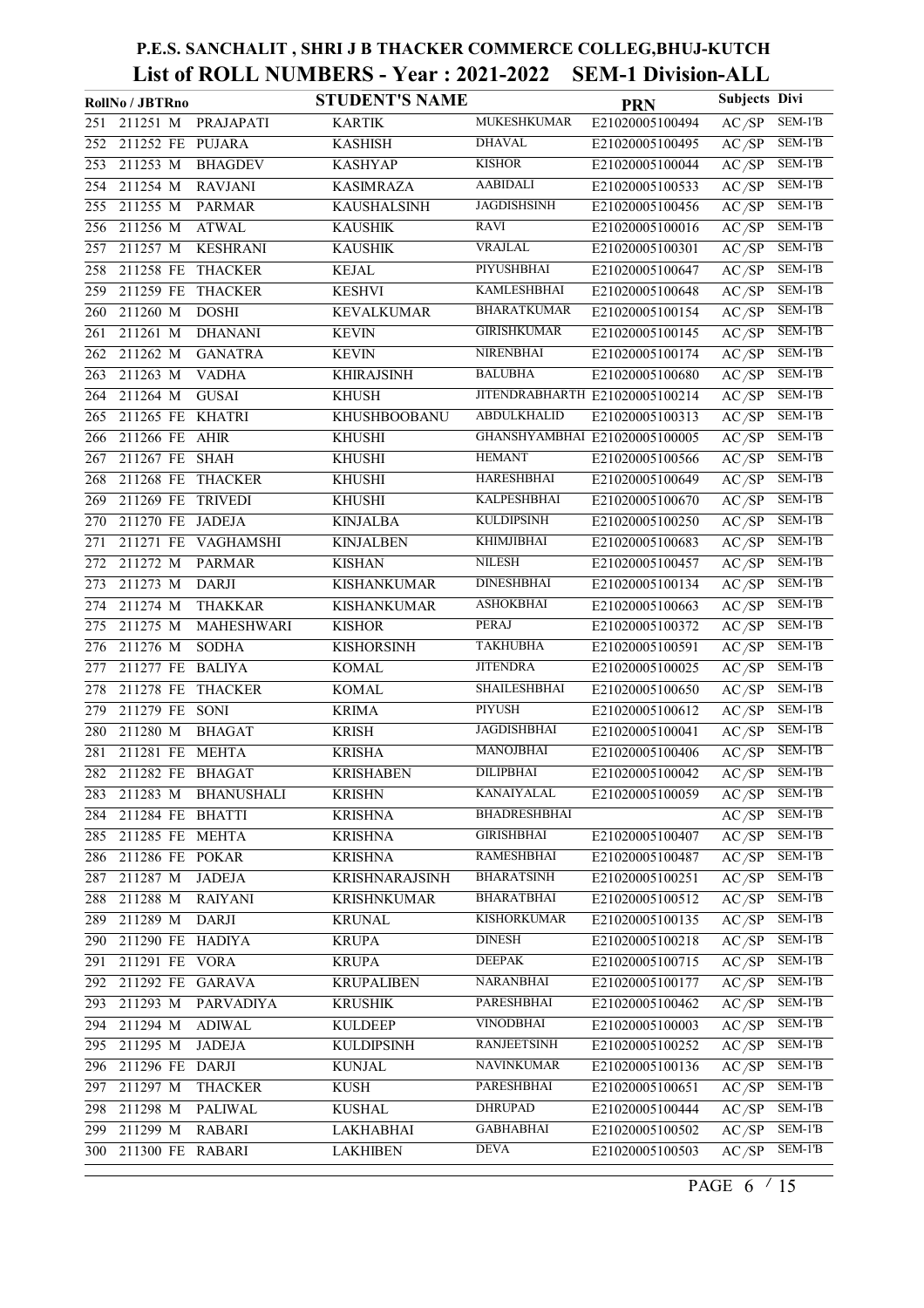# P.E.S. SANCHALIT , SHRI J B THACKER COMMERCE COLLEG,BHUJ-KUTCH

## List of ROLL NUMBERS - Year : 2021-2022 SEM-1 Division-ALL

| RollNo / JBTRno | | | STUDENT'S NAME | | PRN | Subjects | Divi |
|---|---|---|---|---|---|---|---|
| 251 | 211251 M | PRAJAPATI | KARTIK | MUKESHKUMAR | E21020005100494 | AC/SP | SEM-1'B |
| 252 | 211252 FE | PUJARA | KASHISH | DHAVAL | E21020005100495 | AC/SP | SEM-1'B |
| 253 | 211253 M | BHAGDEV | KASHYAP | KISHOR | E21020005100044 | AC/SP | SEM-1'B |
| 254 | 211254 M | RAVJANI | KASIMRAZA | AABIDALI | E21020005100533 | AC/SP | SEM-1'B |
| 255 | 211255 M | PARMAR | KAUSHALSINH | JAGDISHSINH | E21020005100456 | AC/SP | SEM-1'B |
| 256 | 211256 M | ATWAL | KAUSHIK | RAVI | E21020005100016 | AC/SP | SEM-1'B |
| 257 | 211257 M | KESHRANI | KAUSHIK | VRAJLAL | E21020005100301 | AC/SP | SEM-1'B |
| 258 | 211258 FE | THACKER | KEJAL | PIYUSHBHAI | E21020005100647 | AC/SP | SEM-1'B |
| 259 | 211259 FE | THACKER | KESHVI | KAMLESHBHAI | E21020005100648 | AC/SP | SEM-1'B |
| 260 | 211260 M | DOSHI | KEVALKUMAR | BHARATKUMAR | E21020005100154 | AC/SP | SEM-1'B |
| 261 | 211261 M | DHANANI | KEVIN | GIRISHKUMAR | E21020005100145 | AC/SP | SEM-1'B |
| 262 | 211262 M | GANATRA | KEVIN | NIRENBHAI | E21020005100174 | AC/SP | SEM-1'B |
| 263 | 211263 M | VADHA | KHIRAJSINH | BALUBHA | E21020005100680 | AC/SP | SEM-1'B |
| 264 | 211264 M | GUSAI | KHUSH | JITENDRABHARTH | E21020005100214 | AC/SP | SEM-1'B |
| 265 | 211265 FE | KHATRI | KHUSHBOOBANU | ABDULKHALID | E21020005100313 | AC/SP | SEM-1'B |
| 266 | 211266 FE | AHIR | KHUSHI | GHANSHYAMBHAI | E21020005100005 | AC/SP | SEM-1'B |
| 267 | 211267 FE | SHAH | KHUSHI | HEMANT | E21020005100566 | AC/SP | SEM-1'B |
| 268 | 211268 FE | THACKER | KHUSHI | HARESHBHAI | E21020005100649 | AC/SP | SEM-1'B |
| 269 | 211269 FE | TRIVEDI | KHUSHI | KALPESHBHAI | E21020005100670 | AC/SP | SEM-1'B |
| 270 | 211270 FE | JADEJA | KINJALBA | KULDIPSINH | E21020005100250 | AC/SP | SEM-1'B |
| 271 | 211271 FE | VAGHAMSHI | KINJALBEN | KHIMJIBHAI | E21020005100683 | AC/SP | SEM-1'B |
| 272 | 211272 M | PARMAR | KISHAN | NILESH | E21020005100457 | AC/SP | SEM-1'B |
| 273 | 211273 M | DARJI | KISHANKUMAR | DINESHBHAI | E21020005100134 | AC/SP | SEM-1'B |
| 274 | 211274 M | THAKKAR | KISHANKUMAR | ASHOKBHAI | E21020005100663 | AC/SP | SEM-1'B |
| 275 | 211275 M | MAHESHWARI | KISHOR | PERAJ | E21020005100372 | AC/SP | SEM-1'B |
| 276 | 211276 M | SODHA | KISHORSINH | TAKHUBHA | E21020005100591 | AC/SP | SEM-1'B |
| 277 | 211277 FE | BALIYA | KOMAL | JITENDRA | E21020005100025 | AC/SP | SEM-1'B |
| 278 | 211278 FE | THACKER | KOMAL | SHAILESHBHAI | E21020005100650 | AC/SP | SEM-1'B |
| 279 | 211279 FE | SONI | KRIMA | PIYUSH | E21020005100612 | AC/SP | SEM-1'B |
| 280 | 211280 M | BHAGAT | KRISH | JAGDISHBHAI | E21020005100041 | AC/SP | SEM-1'B |
| 281 | 211281 FE | MEHTA | KRISHA | MANOJBHAI | E21020005100406 | AC/SP | SEM-1'B |
| 282 | 211282 FE | BHAGAT | KRISHABEN | DILIPBHAI | E21020005100042 | AC/SP | SEM-1'B |
| 283 | 211283 M | BHANUSHALI | KRISHN | KANAIYALAL | E21020005100059 | AC/SP | SEM-1'B |
| 284 | 211284 FE | BHATTI | KRISHNA | BHADRESHBHAI | | AC/SP | SEM-1'B |
| 285 | 211285 FE | MEHTA | KRISHNA | GIRISHBHAI | E21020005100407 | AC/SP | SEM-1'B |
| 286 | 211286 FE | POKAR | KRISHNA | RAMESHBHAI | E21020005100487 | AC/SP | SEM-1'B |
| 287 | 211287 M | JADEJA | KRISHNARAJSINH | BHARATSINH | E21020005100251 | AC/SP | SEM-1'B |
| 288 | 211288 M | RAIYANI | KRISHNKUMAR | BHARATBHAI | E21020005100512 | AC/SP | SEM-1'B |
| 289 | 211289 M | DARJI | KRUNAL | KISHORKUMAR | E21020005100135 | AC/SP | SEM-1'B |
| 290 | 211290 FE | HADIYA | KRUPA | DINESH | E21020005100218 | AC/SP | SEM-1'B |
| 291 | 211291 FE | VORA | KRUPA | DEEPAK | E21020005100715 | AC/SP | SEM-1'B |
| 292 | 211292 FE | GARAVA | KRUPALIBEN | NARANBHAI | E21020005100177 | AC/SP | SEM-1'B |
| 293 | 211293 M | PARVADIYA | KRUSHIK | PARESHBHAI | E21020005100462 | AC/SP | SEM-1'B |
| 294 | 211294 M | ADIWAL | KULDEEP | VINODBHAI | E21020005100003 | AC/SP | SEM-1'B |
| 295 | 211295 M | JADEJA | KULDIPSINH | RANJEETSINH | E21020005100252 | AC/SP | SEM-1'B |
| 296 | 211296 FE | DARJI | KUNJAL | NAVINKUMAR | E21020005100136 | AC/SP | SEM-1'B |
| 297 | 211297 M | THACKER | KUSH | PARESHBHAI | E21020005100651 | AC/SP | SEM-1'B |
| 298 | 211298 M | PALIWAL | KUSHAL | DHRUPAD | E21020005100444 | AC/SP | SEM-1'B |
| 299 | 211299 M | RABARI | LAKHABHAI | GABHABHAI | E21020005100502 | AC/SP | SEM-1'B |
| 300 | 211300 FE | RABARI | LAKHIBEN | DEVA | E21020005100503 | AC/SP | SEM-1'B |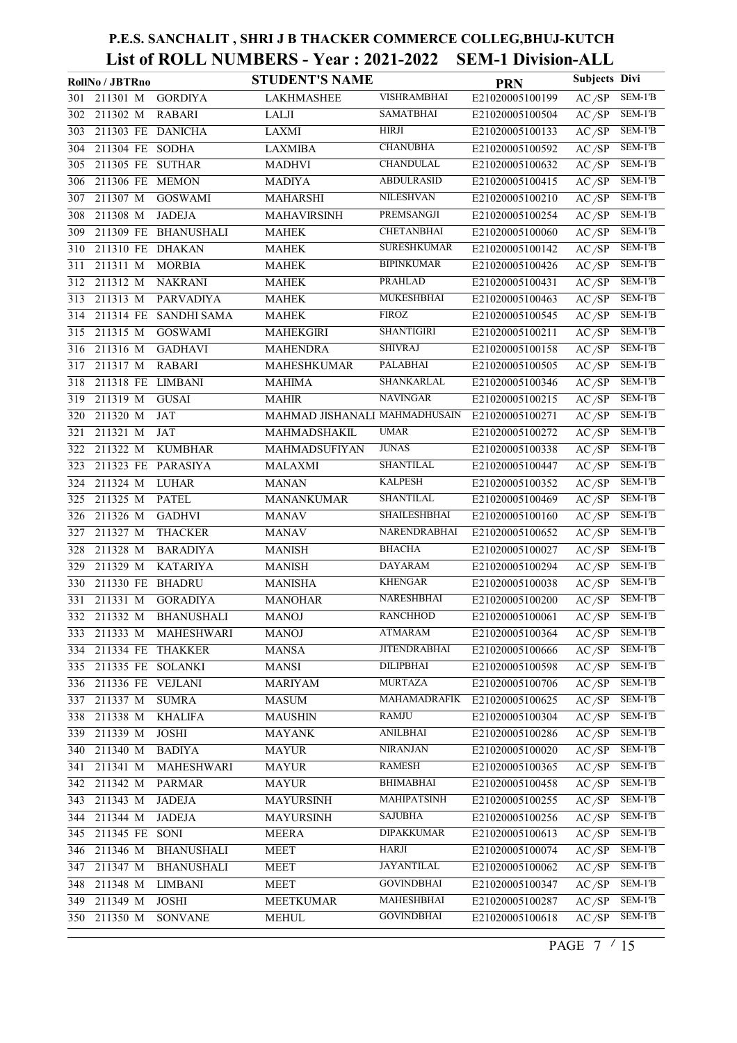# P.E.S. SANCHALIT , SHRI J B THACKER COMMERCE COLLEG,BHUJ-KUTCH

## List of ROLL NUMBERS - Year : 2021-2022 SEM-1 Division-ALL

| RollNo / JBTRno | | | STUDENT'S NAME | | PRN | Subjects | Divi |
|---|---|---|---|---|---|---|---|
| 301 | 211301 M | GORDIYA | LAKHMASHEE | VISHRAMBHAI | E21020005100199 | AC /SP | SEM-1'B |
| 302 | 211302 M | RABARI | LALJI | SAMATBHAI | E21020005100504 | AC /SP | SEM-1'B |
| 303 | 211303 FE | DANICHA | LAXMI | HIRJI | E21020005100133 | AC /SP | SEM-1'B |
| 304 | 211304 FE | SODHA | LAXMIBA | CHANUBHA | E21020005100592 | AC /SP | SEM-1'B |
| 305 | 211305 FE | SUTHAR | MADHVI | CHANDULAL | E21020005100632 | AC /SP | SEM-1'B |
| 306 | 211306 FE | MEMON | MADIYA | ABDULRASID | E21020005100415 | AC /SP | SEM-1'B |
| 307 | 211307 M | GOSWAMI | MAHARSHI | NILESHVAN | E21020005100210 | AC /SP | SEM-1'B |
| 308 | 211308 M | JADEJA | MAHAVIRSINH | PREMSANGJI | E21020005100254 | AC /SP | SEM-1'B |
| 309 | 211309 FE | BHANUSHALI | MAHEK | CHETANBHAI | E21020005100060 | AC /SP | SEM-1'B |
| 310 | 211310 FE | DHAKAN | MAHEK | SURESHKUMAR | E21020005100142 | AC /SP | SEM-1'B |
| 311 | 211311 M | MORBIA | MAHEK | BIPINKUMAR | E21020005100426 | AC /SP | SEM-1'B |
| 312 | 211312 M | NAKRANI | MAHEK | PRAHLAD | E21020005100431 | AC /SP | SEM-1'B |
| 313 | 211313 M | PARVADIYA | MAHEK | MUKESHBHAI | E21020005100463 | AC /SP | SEM-1'B |
| 314 | 211314 FE | SANDHI SAMA | MAHEK | FIROZ | E21020005100545 | AC /SP | SEM-1'B |
| 315 | 211315 M | GOSWAMI | MAHEKGIRI | SHANTIGIRI | E21020005100211 | AC /SP | SEM-1'B |
| 316 | 211316 M | GADHAVI | MAHENDRA | SHIVRAJ | E21020005100158 | AC /SP | SEM-1'B |
| 317 | 211317 M | RABARI | MAHESHKUMAR | PALABHAI | E21020005100505 | AC /SP | SEM-1'B |
| 318 | 211318 FE | LIMBANI | MAHIMA | SHANKARLAL | E21020005100346 | AC /SP | SEM-1'B |
| 319 | 211319 M | GUSAI | MAHIR | NAVINGAR | E21020005100215 | AC /SP | SEM-1'B |
| 320 | 211320 M | JAT | MAHMAD JISHANALI | MAHMADHUSAIN | E21020005100271 | AC /SP | SEM-1'B |
| 321 | 211321 M | JAT | MAHMADSHAKIL | UMAR | E21020005100272 | AC /SP | SEM-1'B |
| 322 | 211322 M | KUMBHAR | MAHMADSUFIYAN | JUNAS | E21020005100338 | AC /SP | SEM-1'B |
| 323 | 211323 FE | PARASIYA | MALAXMI | SHANTILAL | E21020005100447 | AC /SP | SEM-1'B |
| 324 | 211324 M | LUHAR | MANAN | KALPESH | E21020005100352 | AC /SP | SEM-1'B |
| 325 | 211325 M | PATEL | MANANKUMAR | SHANTILAL | E21020005100469 | AC /SP | SEM-1'B |
| 326 | 211326 M | GADHVI | MANAV | SHAILESHBHAI | E21020005100160 | AC /SP | SEM-1'B |
| 327 | 211327 M | THACKER | MANAV | NARENDRABHAI | E21020005100652 | AC /SP | SEM-1'B |
| 328 | 211328 M | BARADIYA | MANISH | BHACHA | E21020005100027 | AC /SP | SEM-1'B |
| 329 | 211329 M | KATARIYA | MANISH | DAYARAM | E21020005100294 | AC /SP | SEM-1'B |
| 330 | 211330 FE | BHADRU | MANISHA | KHENGAR | E21020005100038 | AC /SP | SEM-1'B |
| 331 | 211331 M | GORADIYA | MANOHAR | NARESHBHAI | E21020005100200 | AC /SP | SEM-1'B |
| 332 | 211332 M | BHANUSHALI | MANOJ | RANCHHOD | E21020005100061 | AC /SP | SEM-1'B |
| 333 | 211333 M | MAHESHWARI | MANOJ | ATMARAM | E21020005100364 | AC /SP | SEM-1'B |
| 334 | 211334 FE | THAKKER | MANSA | JITENDRABHAI | E21020005100666 | AC /SP | SEM-1'B |
| 335 | 211335 FE | SOLANKI | MANSI | DILIPBHAI | E21020005100598 | AC /SP | SEM-1'B |
| 336 | 211336 FE | VEJLANI | MARIYAM | MURTAZA | E21020005100706 | AC /SP | SEM-1'B |
| 337 | 211337 M | SUMRA | MASUM | MAHAMADRAFIK | E21020005100625 | AC /SP | SEM-1'B |
| 338 | 211338 M | KHALIFA | MAUSHIN | RAMJU | E21020005100304 | AC /SP | SEM-1'B |
| 339 | 211339 M | JOSHI | MAYANK | ANILBHAI | E21020005100286 | AC /SP | SEM-1'B |
| 340 | 211340 M | BADIYA | MAYUR | NIRANJAN | E21020005100020 | AC /SP | SEM-1'B |
| 341 | 211341 M | MAHESHWARI | MAYUR | RAMESH | E21020005100365 | AC /SP | SEM-1'B |
| 342 | 211342 M | PARMAR | MAYUR | BHIMABHAI | E21020005100458 | AC /SP | SEM-1'B |
| 343 | 211343 M | JADEJA | MAYURSINH | MAHIPATSINH | E21020005100255 | AC /SP | SEM-1'B |
| 344 | 211344 M | JADEJA | MAYURSINH | SAJUBHA | E21020005100256 | AC /SP | SEM-1'B |
| 345 | 211345 FE | SONI | MEERA | DIPAKKUMAR | E21020005100613 | AC /SP | SEM-1'B |
| 346 | 211346 M | BHANUSHALI | MEET | HARJI | E21020005100074 | AC /SP | SEM-1'B |
| 347 | 211347 M | BHANUSHALI | MEET | JAYANTILAL | E21020005100062 | AC /SP | SEM-1'B |
| 348 | 211348 M | LIMBANI | MEET | GOVINDBHAI | E21020005100347 | AC /SP | SEM-1'B |
| 349 | 211349 M | JOSHI | MEETKUMAR | MAHESHBHAI | E21020005100287 | AC /SP | SEM-1'B |
| 350 | 211350 M | SONVANE | MEHUL | GOVINDBHAI | E21020005100618 | AC /SP | SEM-1'B |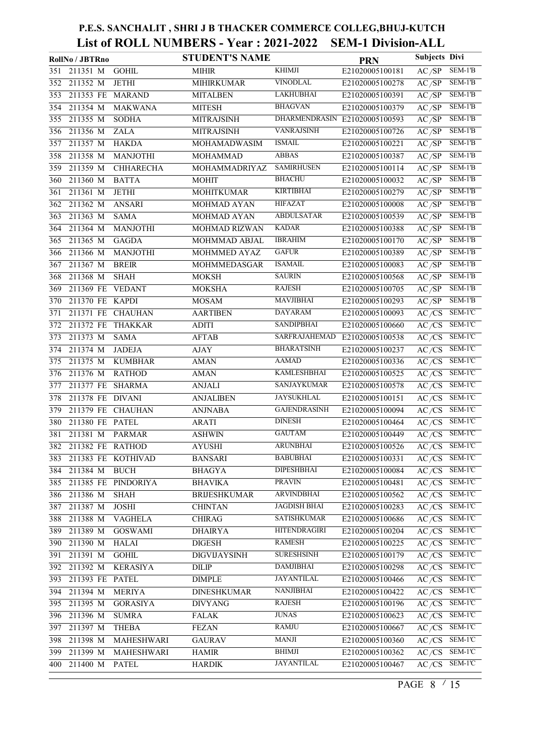# P.E.S. SANCHALIT , SHRI J B THACKER COMMERCE COLLEG,BHUJ-KUTCH

## List of ROLL NUMBERS - Year : 2021-2022 SEM-1 Division-ALL

| RollNo / JBTRno | | | STUDENT'S NAME | | PRN | Subjects | Divi |
|---|---|---|---|---|---|---|---|
| 351 | 211351 M | GOHIL | MIHIR | KHIMJI | E21020005100181 | AC /SP | SEM-1'B |
| 352 | 211352 M | JETHI | MIHIRKUMAR | VINODLAL | E21020005100278 | AC /SP | SEM-1'B |
| 353 | 211353 FE | MARAND | MITALBEN | LAKHUBHAI | E21020005100391 | AC /SP | SEM-1'B |
| 354 | 211354 M | MAKWANA | MITESH | BHAGVAN | E21020005100379 | AC /SP | SEM-1'B |
| 355 | 211355 M | SODHA | MITRAJSINH | DHARMENDRASIN | E21020005100593 | AC /SP | SEM-1'B |
| 356 | 211356 M | ZALA | MITRAJSINH | VANRAJSINH | E21020005100726 | AC /SP | SEM-1'B |
| 357 | 211357 M | HAKDA | MOHAMADWASIM | ISMAIL | E21020005100221 | AC /SP | SEM-1'B |
| 358 | 211358 M | MANJOTHI | MOHAMMAD | ABBAS | E21020005100387 | AC /SP | SEM-1'B |
| 359 | 211359 M | CHHARECHA | MOHAMMADRIYAZ | SAMIRHUSEN | E21020005100114 | AC /SP | SEM-1'B |
| 360 | 211360 M | BATTA | MOHIT | BHACHU | E21020005100032 | AC /SP | SEM-1'B |
| 361 | 211361 M | JETHI | MOHITKUMAR | KIRTIBHAI | E21020005100279 | AC /SP | SEM-1'B |
| 362 | 211362 M | ANSARI | MOHMAD AYAN | HIFAZAT | E21020005100008 | AC /SP | SEM-1'B |
| 363 | 211363 M | SAMA | MOHMAD AYAN | ABDULSATAR | E21020005100539 | AC /SP | SEM-1'B |
| 364 | 211364 M | MANJOTHI | MOHMAD RIZWAN | KADAR | E21020005100388 | AC /SP | SEM-1'B |
| 365 | 211365 M | GAGDA | MOHMMAD ABJAL | IBRAHIM | E21020005100170 | AC /SP | SEM-1'B |
| 366 | 211366 M | MANJOTHI | MOHMMED AYAZ | GAFUR | E21020005100389 | AC /SP | SEM-1'B |
| 367 | 211367 M | BREIR | MOHMMEDASGAR | ISAMAIL | E21020005100083 | AC /SP | SEM-1'B |
| 368 | 211368 M | SHAH | MOKSH | SAURIN | E21020005100568 | AC /SP | SEM-1'B |
| 369 | 211369 FE | VEDANT | MOKSHA | RAJESH | E21020005100705 | AC /SP | SEM-1'B |
| 370 | 211370 FE | KAPDI | MOSAM | MAVJIBHAI | E21020005100293 | AC /SP | SEM-1'B |
| 371 | 211371 FE | CHAUHAN | AARTIBEN | DAYARAM | E21020005100093 | AC /CS | SEM-1'C |
| 372 | 211372 FE | THAKKAR | ADITI | SANDIPBHAI | E21020005100660 | AC /CS | SEM-1'C |
| 373 | 211373 M | SAMA | AFTAB | SARFRAJAHEMAD | E21020005100538 | AC /CS | SEM-1'C |
| 374 | 211374 M | JADEJA | AJAY | BHARATSINH | E21020005100237 | AC /CS | SEM-1'C |
| 375 | 211375 M | KUMBHAR | AMAN | AAMAD | E21020005100336 | AC /CS | SEM-1'C |
| 376 | 211376 M | RATHOD | AMAN | KAMLESHBHAI | E21020005100525 | AC /CS | SEM-1'C |
| 377 | 211377 FE | SHARMA | ANJALI | SANJAYKUMAR | E21020005100578 | AC /CS | SEM-1'C |
| 378 | 211378 FE | DIVANI | ANJALIBEN | JAYSUKHLAL | E21020005100151 | AC /CS | SEM-1'C |
| 379 | 211379 FE | CHAUHAN | ANJNABA | GAJENDRASINH | E21020005100094 | AC /CS | SEM-1'C |
| 380 | 211380 FE | PATEL | ARATI | DINESH | E21020005100464 | AC /CS | SEM-1'C |
| 381 | 211381 M | PARMAR | ASHWIN | GAUTAM | E21020005100449 | AC /CS | SEM-1'C |
| 382 | 211382 FE | RATHOD | AYUSHI | ARUNBHAI | E21020005100526 | AC /CS | SEM-1'C |
| 383 | 211383 FE | KOTHIVAD | BANSARI | BABUBHAI | E21020005100331 | AC /CS | SEM-1'C |
| 384 | 211384 M | BUCH | BHAGYA | DIPESHBHAI | E21020005100084 | AC /CS | SEM-1'C |
| 385 | 211385 FE | PINDORIYA | BHAVIKA | PRAVIN | E21020005100481 | AC /CS | SEM-1'C |
| 386 | 211386 M | SHAH | BRIJESHKUMAR | ARVINDBHAI | E21020005100562 | AC /CS | SEM-1'C |
| 387 | 211387 M | JOSHI | CHINTAN | JAGDISH BHAI | E21020005100283 | AC /CS | SEM-1'C |
| 388 | 211388 M | VAGHELA | CHIRAG | SATISHKUMAR | E21020005100686 | AC /CS | SEM-1'C |
| 389 | 211389 M | GOSWAMI | DHAIRYA | HITENDRAGIRI | E21020005100204 | AC /CS | SEM-1'C |
| 390 | 211390 M | HALAI | DIGESH | RAMESH | E21020005100225 | AC /CS | SEM-1'C |
| 391 | 211391 M | GOHIL | DIGVIJAYSINH | SURESHSINH | E21020005100179 | AC /CS | SEM-1'C |
| 392 | 211392 M | KERASIYA | DILIP | DAMJIBHAI | E21020005100298 | AC /CS | SEM-1'C |
| 393 | 211393 FE | PATEL | DIMPLE | JAYANTILAL | E21020005100466 | AC /CS | SEM-1'C |
| 394 | 211394 M | MERIYA | DINESHKUMAR | NANJIBHAI | E21020005100422 | AC /CS | SEM-1'C |
| 395 | 211395 M | GORASIYA | DIVYANG | RAJESH | E21020005100196 | AC /CS | SEM-1'C |
| 396 | 211396 M | SUMRA | FALAK | JUNAS | E21020005100623 | AC /CS | SEM-1'C |
| 397 | 211397 M | THEBA | FEZAN | RAMJU | E21020005100667 | AC /CS | SEM-1'C |
| 398 | 211398 M | MAHESHWARI | GAURAV | MANJI | E21020005100360 | AC /CS | SEM-1'C |
| 399 | 211399 M | MAHESHWARI | HAMIR | BHIMJI | E21020005100362 | AC /CS | SEM-1'C |
| 400 | 211400 M | PATEL | HARDIK | JAYANTILAL | E21020005100467 | AC /CS | SEM-1'C |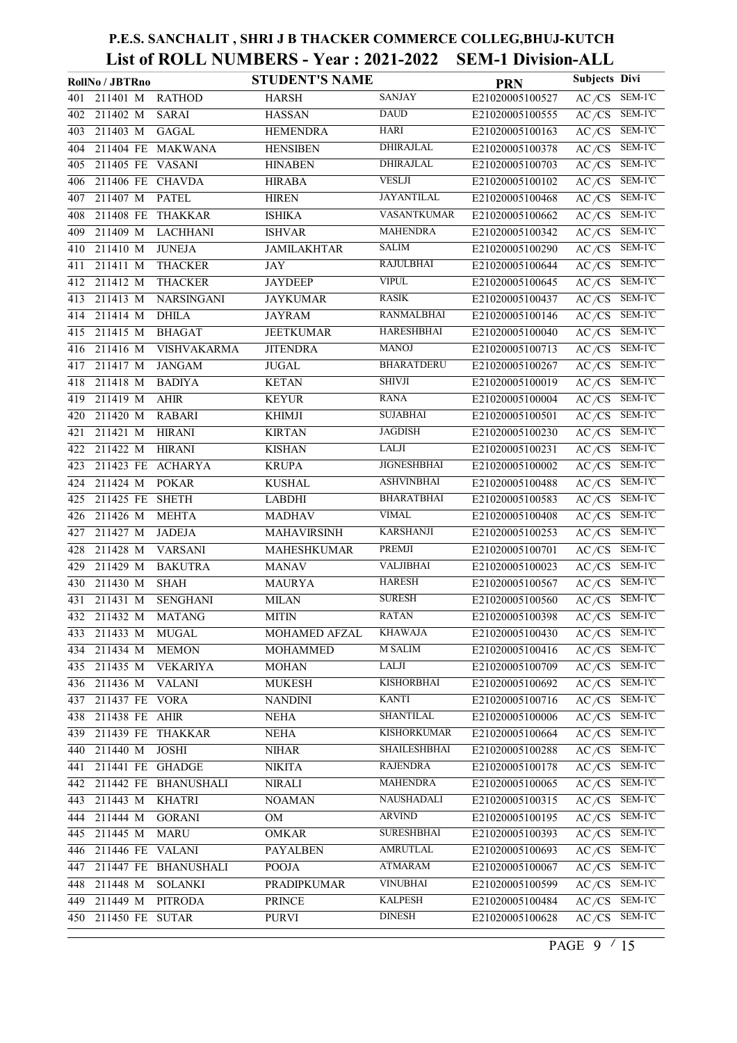# P.E.S. SANCHALIT , SHRI J B THACKER COMMERCE COLLEG,BHUJ-KUTCH

## List of ROLL NUMBERS - Year : 2021-2022 SEM-1 Division-ALL

| | RollNo / JBTRno | | STUDENT'S NAME | | | PRN | Subjects | Divi |
|---|---|---|---|---|---|---|---|---|
| 401 | 211401 | M | RATHOD | HARSH | SANJAY | E21020005100527 | AC/CS | SEM-1'C |
| 402 | 211402 | M | SARAI | HASSAN | DAUD | E21020005100555 | AC/CS | SEM-1'C |
| 403 | 211403 | M | GAGAL | HEMENDRA | HARI | E21020005100163 | AC/CS | SEM-1'C |
| 404 | 211404 | FE | MAKWANA | HENSIBEN | DHIRAJLAL | E21020005100378 | AC/CS | SEM-1'C |
| 405 | 211405 | FE | VASANI | HINABEN | DHIRAJLAL | E21020005100703 | AC/CS | SEM-1'C |
| 406 | 211406 | FE | CHAVDA | HIRABA | VESLJI | E21020005100102 | AC/CS | SEM-1'C |
| 407 | 211407 | M | PATEL | HIREN | JAYANTILAL | E21020005100468 | AC/CS | SEM-1'C |
| 408 | 211408 | FE | THAKKAR | ISHIKA | VASANTKUMAR | E21020005100662 | AC/CS | SEM-1'C |
| 409 | 211409 | M | LACHHANI | ISHVAR | MAHENDRA | E21020005100342 | AC/CS | SEM-1'C |
| 410 | 211410 | M | JUNEJA | JAMILAKHTAR | SALIM | E21020005100290 | AC/CS | SEM-1'C |
| 411 | 211411 | M | THACKER | JAY | RAJULBHAI | E21020005100644 | AC/CS | SEM-1'C |
| 412 | 211412 | M | THACKER | JAYDEEP | VIPUL | E21020005100645 | AC/CS | SEM-1'C |
| 413 | 211413 | M | NARSINGANI | JAYKUMAR | RASIK | E21020005100437 | AC/CS | SEM-1'C |
| 414 | 211414 | M | DHILA | JAYRAM | RANMALBHAI | E21020005100146 | AC/CS | SEM-1'C |
| 415 | 211415 | M | BHAGAT | JEETKUMAR | HARESHBHAI | E21020005100040 | AC/CS | SEM-1'C |
| 416 | 211416 | M | VISHVAKARMA | JITENDRA | MANOJ | E21020005100713 | AC/CS | SEM-1'C |
| 417 | 211417 | M | JANGAM | JUGAL | BHARATDERU | E21020005100267 | AC/CS | SEM-1'C |
| 418 | 211418 | M | BADIYA | KETAN | SHIVJI | E21020005100019 | AC/CS | SEM-1'C |
| 419 | 211419 | M | AHIR | KEYUR | RANA | E21020005100004 | AC/CS | SEM-1'C |
| 420 | 211420 | M | RABARI | KHIMJI | SUJABHAI | E21020005100501 | AC/CS | SEM-1'C |
| 421 | 211421 | M | HIRANI | KIRTAN | JAGDISH | E21020005100230 | AC/CS | SEM-1'C |
| 422 | 211422 | M | HIRANI | KISHAN | LALJI | E21020005100231 | AC/CS | SEM-1'C |
| 423 | 211423 | FE | ACHARYA | KRUPA | JIGNESHBHAI | E21020005100002 | AC/CS | SEM-1'C |
| 424 | 211424 | M | POKAR | KUSHAL | ASHVINBHAI | E21020005100488 | AC/CS | SEM-1'C |
| 425 | 211425 | FE | SHETH | LABDHI | BHARATBHAI | E21020005100583 | AC/CS | SEM-1'C |
| 426 | 211426 | M | MEHTA | MADHAV | VIMAL | E21020005100408 | AC/CS | SEM-1'C |
| 427 | 211427 | M | JADEJA | MAHAVIRSINH | KARSHANJI | E21020005100253 | AC/CS | SEM-1'C |
| 428 | 211428 | M | VARSANI | MAHESHKUMAR | PREMJI | E21020005100701 | AC/CS | SEM-1'C |
| 429 | 211429 | M | BAKUTRA | MANAV | VALJIBHAI | E21020005100023 | AC/CS | SEM-1'C |
| 430 | 211430 | M | SHAH | MAURYA | HARESH | E21020005100567 | AC/CS | SEM-1'C |
| 431 | 211431 | M | SENGHANI | MILAN | SURESH | E21020005100560 | AC/CS | SEM-1'C |
| 432 | 211432 | M | MATANG | MITIN | RATAN | E21020005100398 | AC/CS | SEM-1'C |
| 433 | 211433 | M | MUGAL | MOHAMED AFZAL | KHAWAJA | E21020005100430 | AC/CS | SEM-1'C |
| 434 | 211434 | M | MEMON | MOHAMMED | M SALIM | E21020005100416 | AC/CS | SEM-1'C |
| 435 | 211435 | M | VEKARIYA | MOHAN | LALJI | E21020005100709 | AC/CS | SEM-1'C |
| 436 | 211436 | M | VALANI | MUKESH | KISHORBHAI | E21020005100692 | AC/CS | SEM-1'C |
| 437 | 211437 | FE | VORA | NANDINI | KANTI | E21020005100716 | AC/CS | SEM-1'C |
| 438 | 211438 | FE | AHIR | NEHA | SHANTILAL | E21020005100006 | AC/CS | SEM-1'C |
| 439 | 211439 | FE | THAKKAR | NEHA | KISHORKUMAR | E21020005100664 | AC/CS | SEM-1'C |
| 440 | 211440 | M | JOSHI | NIHAR | SHAILESHBHAI | E21020005100288 | AC/CS | SEM-1'C |
| 441 | 211441 | FE | GHADGE | NIKITA | RAJENDRA | E21020005100178 | AC/CS | SEM-1'C |
| 442 | 211442 | FE | BHANUSHALI | NIRALI | MAHENDRA | E21020005100065 | AC/CS | SEM-1'C |
| 443 | 211443 | M | KHATRI | NOAMAN | NAUSHADALI | E21020005100315 | AC/CS | SEM-1'C |
| 444 | 211444 | M | GORANI | OM | ARVIND | E21020005100195 | AC/CS | SEM-1'C |
| 445 | 211445 | M | MARU | OMKAR | SURESHBHAI | E21020005100393 | AC/CS | SEM-1'C |
| 446 | 211446 | FE | VALANI | PAYALBEN | AMRUTLAL | E21020005100693 | AC/CS | SEM-1'C |
| 447 | 211447 | FE | BHANUSHALI | POOJA | ATMARAM | E21020005100067 | AC/CS | SEM-1'C |
| 448 | 211448 | M | SOLANKI | PRADIPKUMAR | VINUBHAI | E21020005100599 | AC/CS | SEM-1'C |
| 449 | 211449 | M | PITRODA | PRINCE | KALPESH | E21020005100484 | AC/CS | SEM-1'C |
| 450 | 211450 | FE | SUTAR | PURVI | DINESH | E21020005100628 | AC/CS | SEM-1'C |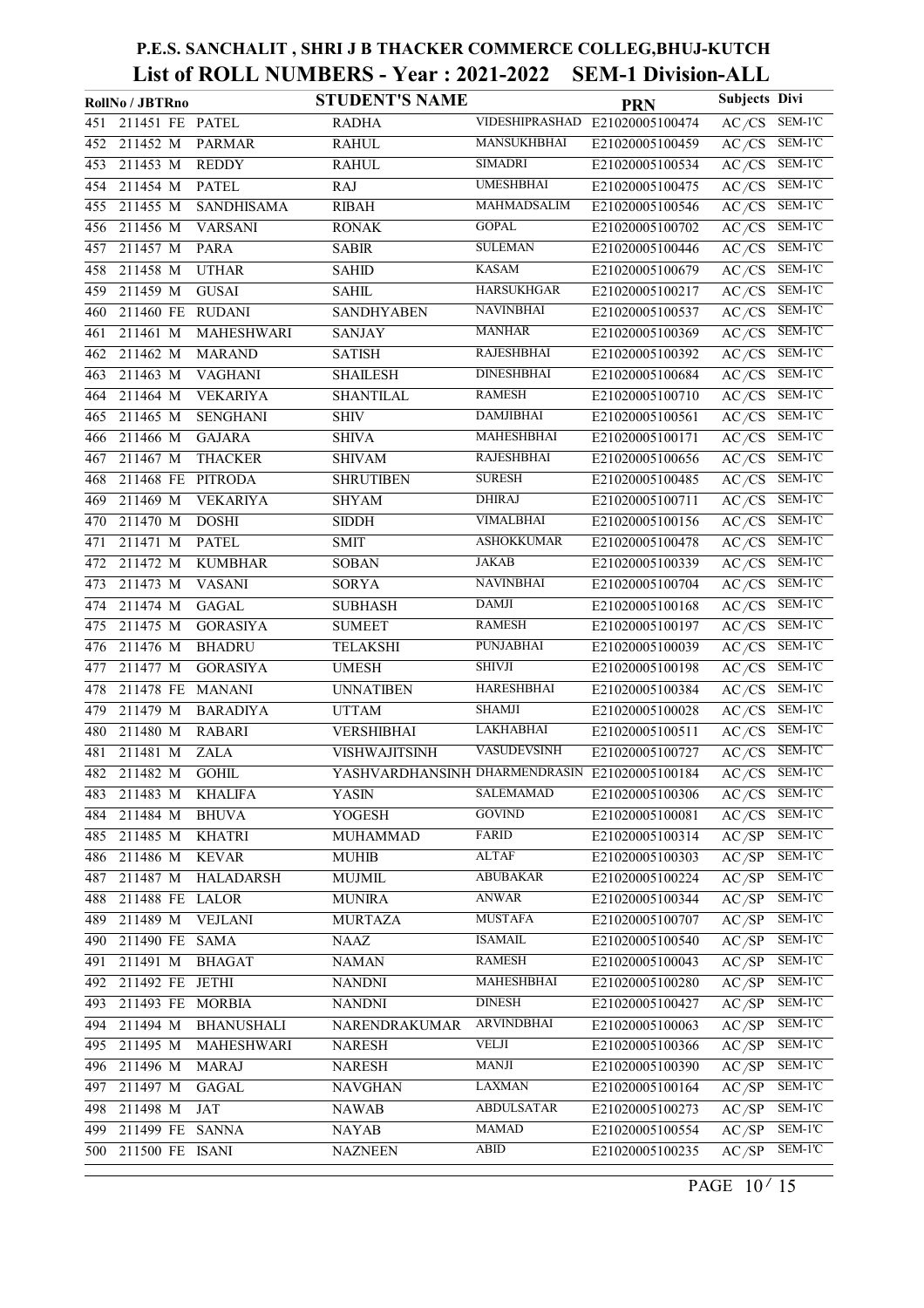# P.E.S. SANCHALIT , SHRI J B THACKER COMMERCE COLLEG,BHUJ-KUTCH

## List of ROLL NUMBERS - Year : 2021-2022 SEM-1 Division-ALL

| | RollNo / JBTRno | | | STUDENT'S NAME | | PRN | Subjects | Divi |
|---|---|---|---|---|---|---|---|---|
| 451 | 211451 | FE | PATEL | RADHA | VIDESHIPRASHAD | E21020005100474 | AC/CS | SEM-1'C |
| 452 | 211452 | M | PARMAR | RAHUL | MANSUKHBHAI | E21020005100459 | AC/CS | SEM-1'C |
| 453 | 211453 | M | REDDY | RAHUL | SIMADRI | E21020005100534 | AC/CS | SEM-1'C |
| 454 | 211454 | M | PATEL | RAJ | UMESHBHAI | E21020005100475 | AC/CS | SEM-1'C |
| 455 | 211455 | M | SANDHISAMA | RIBAH | MAHMADSALIM | E21020005100546 | AC/CS | SEM-1'C |
| 456 | 211456 | M | VARSANI | RONAK | GOPAL | E21020005100702 | AC/CS | SEM-1'C |
| 457 | 211457 | M | PARA | SABIR | SULEMAN | E21020005100446 | AC/CS | SEM-1'C |
| 458 | 211458 | M | UTHAR | SAHID | KASAM | E21020005100679 | AC/CS | SEM-1'C |
| 459 | 211459 | M | GUSAI | SAHIL | HARSUKHGAR | E21020005100217 | AC/CS | SEM-1'C |
| 460 | 211460 | FE | RUDANI | SANDHYABEN | NAVINBHAI | E21020005100537 | AC/CS | SEM-1'C |
| 461 | 211461 | M | MAHESHWARI | SANJAY | MANHAR | E21020005100369 | AC/CS | SEM-1'C |
| 462 | 211462 | M | MARAND | SATISH | RAJESHBHAI | E21020005100392 | AC/CS | SEM-1'C |
| 463 | 211463 | M | VAGHANI | SHAILESH | DINESHBHAI | E21020005100684 | AC/CS | SEM-1'C |
| 464 | 211464 | M | VEKARIYA | SHANTILAL | RAMESH | E21020005100710 | AC/CS | SEM-1'C |
| 465 | 211465 | M | SENGHANI | SHIV | DAMJIBHAI | E21020005100561 | AC/CS | SEM-1'C |
| 466 | 211466 | M | GAJARA | SHIVA | MAHESHBHAI | E21020005100171 | AC/CS | SEM-1'C |
| 467 | 211467 | M | THACKER | SHIVAM | RAJESHBHAI | E21020005100656 | AC/CS | SEM-1'C |
| 468 | 211468 | FE | PITRODA | SHRUTIBEN | SURESH | E21020005100485 | AC/CS | SEM-1'C |
| 469 | 211469 | M | VEKARIYA | SHYAM | DHIRAJ | E21020005100711 | AC/CS | SEM-1'C |
| 470 | 211470 | M | DOSHI | SIDDH | VIMALBHAI | E21020005100156 | AC/CS | SEM-1'C |
| 471 | 211471 | M | PATEL | SMIT | ASHOKKUMAR | E21020005100478 | AC/CS | SEM-1'C |
| 472 | 211472 | M | KUMBHAR | SOBAN | JAKAB | E21020005100339 | AC/CS | SEM-1'C |
| 473 | 211473 | M | VASANI | SORYA | NAVINBHAI | E21020005100704 | AC/CS | SEM-1'C |
| 474 | 211474 | M | GAGAL | SUBHASH | DAMJI | E21020005100168 | AC/CS | SEM-1'C |
| 475 | 211475 | M | GORASIYA | SUMEET | RAMESH | E21020005100197 | AC/CS | SEM-1'C |
| 476 | 211476 | M | BHADRU | TELAKSHI | PUNJABHAI | E21020005100039 | AC/CS | SEM-1'C |
| 477 | 211477 | M | GORASIYA | UMESH | SHIVJI | E21020005100198 | AC/CS | SEM-1'C |
| 478 | 211478 | FE | MANANI | UNNATIBEN | HARESHBHAI | E21020005100384 | AC/CS | SEM-1'C |
| 479 | 211479 | M | BARADIYA | UTTAM | SHAMJI | E21020005100028 | AC/CS | SEM-1'C |
| 480 | 211480 | M | RABARI | VERSHIBHAI | LAKHABHAI | E21020005100511 | AC/CS | SEM-1'C |
| 481 | 211481 | M | ZALA | VISHWAJITSINH | VASUDEVSINH | E21020005100727 | AC/CS | SEM-1'C |
| 482 | 211482 | M | GOHIL | YASHVARDHANSINH | DHARMENDRASIN | E21020005100184 | AC/CS | SEM-1'C |
| 483 | 211483 | M | KHALIFA | YASIN | SALEMAMAD | E21020005100306 | AC/CS | SEM-1'C |
| 484 | 211484 | M | BHUVA | YOGESH | GOVIND | E21020005100081 | AC/CS | SEM-1'C |
| 485 | 211485 | M | KHATRI | MUHAMMAD | FARID | E21020005100314 | AC/SP | SEM-1'C |
| 486 | 211486 | M | KEVAR | MUHIB | ALTAF | E21020005100303 | AC/SP | SEM-1'C |
| 487 | 211487 | M | HALADARSH | MUJMIL | ABUBAKAR | E21020005100224 | AC/SP | SEM-1'C |
| 488 | 211488 | FE | LALOR | MUNIRA | ANWAR | E21020005100344 | AC/SP | SEM-1'C |
| 489 | 211489 | M | VEJLANI | MURTAZA | MUSTAFA | E21020005100707 | AC/SP | SEM-1'C |
| 490 | 211490 | FE | SAMA | NAAZ | ISAMAIL | E21020005100540 | AC/SP | SEM-1'C |
| 491 | 211491 | M | BHAGAT | NAMAN | RAMESH | E21020005100043 | AC/SP | SEM-1'C |
| 492 | 211492 | FE | JETHI | NANDNI | MAHESHBHAI | E21020005100280 | AC/SP | SEM-1'C |
| 493 | 211493 | FE | MORBIA | NANDNI | DINESH | E21020005100427 | AC/SP | SEM-1'C |
| 494 | 211494 | M | BHANUSHALI | NARENDRAKUMAR | ARVINDBHAI | E21020005100063 | AC/SP | SEM-1'C |
| 495 | 211495 | M | MAHESHWARI | NARESH | VELJI | E21020005100366 | AC/SP | SEM-1'C |
| 496 | 211496 | M | MARAJ | NARESH | MANJI | E21020005100390 | AC/SP | SEM-1'C |
| 497 | 211497 | M | GAGAL | NAVGHAN | LAXMAN | E21020005100164 | AC/SP | SEM-1'C |
| 498 | 211498 | M | JAT | NAWAB | ABDULSATAR | E21020005100273 | AC/SP | SEM-1'C |
| 499 | 211499 | FE | SANNA | NAYAB | MAMAD | E21020005100554 | AC/SP | SEM-1'C |
| 500 | 211500 | FE | ISANI | NAZNEEN | ABID | E21020005100235 | AC/SP | SEM-1'C |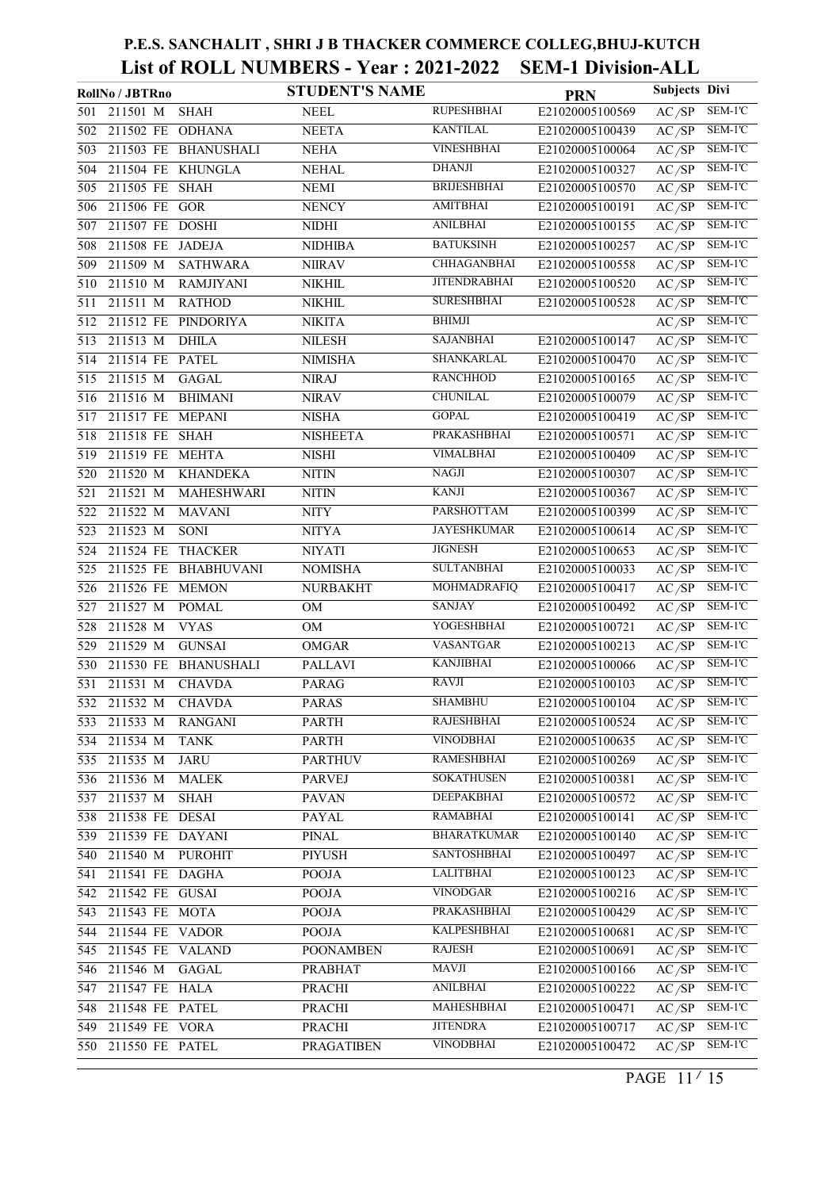# P.E.S. SANCHALIT , SHRI J B THACKER COMMERCE COLLEG,BHUJ-KUTCH

## List of ROLL NUMBERS - Year : 2021-2022 SEM-1 Division-ALL

| | RollNo / JBTRno | | STUDENT'S NAME | | | PRN | Subjects | Divi |
|---|---|---|---|---|---|---|---|---|
| 501 | 211501 | M | SHAH | NEEL | RUPESHBHAI | E21020005100569 | AC/SP | SEM-1'C |
| 502 | 211502 | FE | ODHANA | NEETA | KANTILAL | E21020005100439 | AC/SP | SEM-1'C |
| 503 | 211503 | FE | BHANUSHALI | NEHA | VINESHBHAI | E21020005100064 | AC/SP | SEM-1'C |
| 504 | 211504 | FE | KHUNGLA | NEHAL | DHANJI | E21020005100327 | AC/SP | SEM-1'C |
| 505 | 211505 | FE | SHAH | NEMI | BRIJESHBHAI | E21020005100570 | AC/SP | SEM-1'C |
| 506 | 211506 | FE | GOR | NENCY | AMITBHAI | E21020005100191 | AC/SP | SEM-1'C |
| 507 | 211507 | FE | DOSHI | NIDHI | ANILBHAI | E21020005100155 | AC/SP | SEM-1'C |
| 508 | 211508 | FE | JADEJA | NIDHIBA | BATUKSINH | E21020005100257 | AC/SP | SEM-1'C |
| 509 | 211509 | M | SATHWARA | NIIRAV | CHHAGANBHAI | E21020005100558 | AC/SP | SEM-1'C |
| 510 | 211510 | M | RAMJIYANI | NIKHIL | JITENDRABHAI | E21020005100520 | AC/SP | SEM-1'C |
| 511 | 211511 | M | RATHOD | NIKHIL | SURESHBHAI | E21020005100528 | AC/SP | SEM-1'C |
| 512 | 211512 | FE | PINDORIYA | NIKITA | BHIMJI | | AC/SP | SEM-1'C |
| 513 | 211513 | M | DHILA | NILESH | SAJANBHAI | E21020005100147 | AC/SP | SEM-1'C |
| 514 | 211514 | FE | PATEL | NIMISHA | SHANKARLAL | E21020005100470 | AC/SP | SEM-1'C |
| 515 | 211515 | M | GAGAL | NIRAJ | RANCHHOD | E21020005100165 | AC/SP | SEM-1'C |
| 516 | 211516 | M | BHIMANI | NIRAV | CHUNILAL | E21020005100079 | AC/SP | SEM-1'C |
| 517 | 211517 | FE | MEPANI | NISHA | GOPAL | E21020005100419 | AC/SP | SEM-1'C |
| 518 | 211518 | FE | SHAH | NISHEETA | PRAKASHBHAI | E21020005100571 | AC/SP | SEM-1'C |
| 519 | 211519 | FE | MEHTA | NISHI | VIMALBHAI | E21020005100409 | AC/SP | SEM-1'C |
| 520 | 211520 | M | KHANDEKA | NITIN | NAGJI | E21020005100307 | AC/SP | SEM-1'C |
| 521 | 211521 | M | MAHESHWARI | NITIN | KANJI | E21020005100367 | AC/SP | SEM-1'C |
| 522 | 211522 | M | MAVANI | NITY | PARSHOTTAM | E21020005100399 | AC/SP | SEM-1'C |
| 523 | 211523 | M | SONI | NITYA | JAYESHKUMAR | E21020005100614 | AC/SP | SEM-1'C |
| 524 | 211524 | FE | THACKER | NIYATI | JIGNESH | E21020005100653 | AC/SP | SEM-1'C |
| 525 | 211525 | FE | BHABHUVANI | NOMISHA | SULTANBHAI | E21020005100033 | AC/SP | SEM-1'C |
| 526 | 211526 | FE | MEMON | NURBAKHT | MOHMADRAFIQ | E21020005100417 | AC/SP | SEM-1'C |
| 527 | 211527 | M | POMAL | OM | SANJAY | E21020005100492 | AC/SP | SEM-1'C |
| 528 | 211528 | M | VYAS | OM | YOGESHBHAI | E21020005100721 | AC/SP | SEM-1'C |
| 529 | 211529 | M | GUNSAI | OMGAR | VASANTGAR | E21020005100213 | AC/SP | SEM-1'C |
| 530 | 211530 | FE | BHANUSHALI | PALLAVI | KANJIBHAI | E21020005100066 | AC/SP | SEM-1'C |
| 531 | 211531 | M | CHAVDA | PARAG | RAVJI | E21020005100103 | AC/SP | SEM-1'C |
| 532 | 211532 | M | CHAVDA | PARAS | SHAMBHU | E21020005100104 | AC/SP | SEM-1'C |
| 533 | 211533 | M | RANGANI | PARTH | RAJESHBHAI | E21020005100524 | AC/SP | SEM-1'C |
| 534 | 211534 | M | TANK | PARTH | VINODBHAI | E21020005100635 | AC/SP | SEM-1'C |
| 535 | 211535 | M | JARU | PARTHUV | RAMESHBHAI | E21020005100269 | AC/SP | SEM-1'C |
| 536 | 211536 | M | MALEK | PARVEJ | SOKATHUSEN | E21020005100381 | AC/SP | SEM-1'C |
| 537 | 211537 | M | SHAH | PAVAN | DEEPAKBHAI | E21020005100572 | AC/SP | SEM-1'C |
| 538 | 211538 | FE | DESAI | PAYAL | RAMABHAI | E21020005100141 | AC/SP | SEM-1'C |
| 539 | 211539 | FE | DAYANI | PINAL | BHARATKUMAR | E21020005100140 | AC/SP | SEM-1'C |
| 540 | 211540 | M | PUROHIT | PIYUSH | SANTOSHBHAI | E21020005100497 | AC/SP | SEM-1'C |
| 541 | 211541 | FE | DAGHA | POOJA | LALITBHAI | E21020005100123 | AC/SP | SEM-1'C |
| 542 | 211542 | FE | GUSAI | POOJA | VINODGAR | E21020005100216 | AC/SP | SEM-1'C |
| 543 | 211543 | FE | MOTA | POOJA | PRAKASHBHAI | E21020005100429 | AC/SP | SEM-1'C |
| 544 | 211544 | FE | VADOR | POOJA | KALPESHBHAI | E21020005100681 | AC/SP | SEM-1'C |
| 545 | 211545 | FE | VALAND | POONAMBEN | RAJESH | E21020005100691 | AC/SP | SEM-1'C |
| 546 | 211546 | M | GAGAL | PRABHAT | MAVJI | E21020005100166 | AC/SP | SEM-1'C |
| 547 | 211547 | FE | HALA | PRACHI | ANILBHAI | E21020005100222 | AC/SP | SEM-1'C |
| 548 | 211548 | FE | PATEL | PRACHI | MAHESHBHAI | E21020005100471 | AC/SP | SEM-1'C |
| 549 | 211549 | FE | VORA | PRACHI | JITENDRA | E21020005100717 | AC/SP | SEM-1'C |
| 550 | 211550 | FE | PATEL | PRAGATIBEN | VINODBHAI | E21020005100472 | AC/SP | SEM-1'C |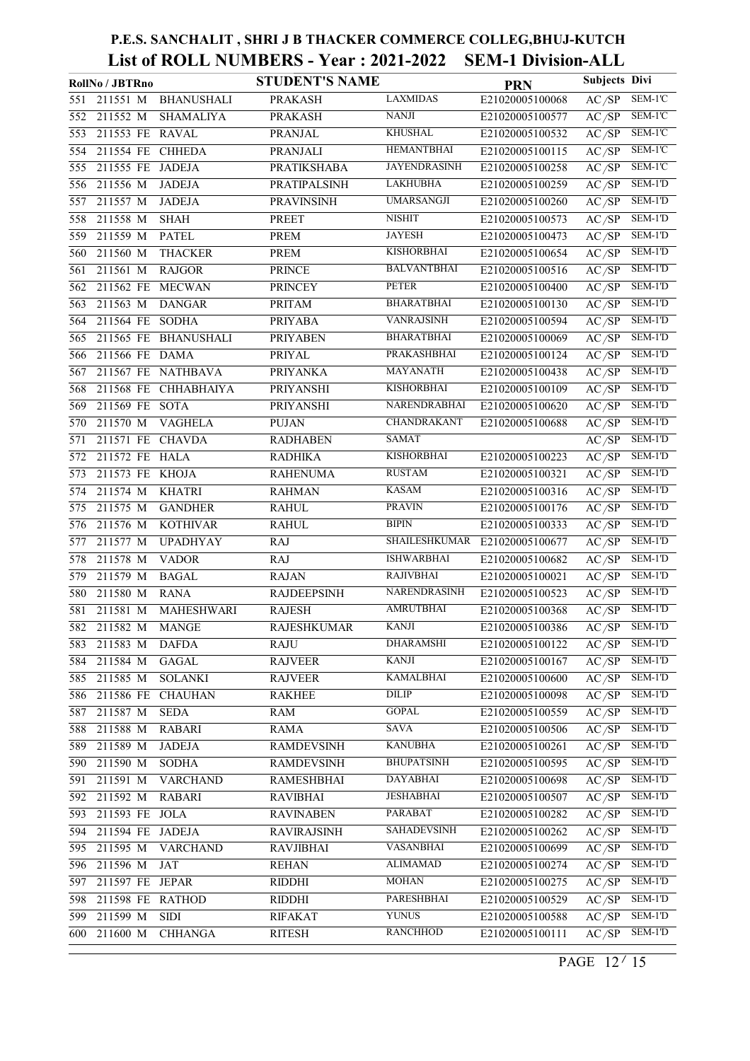# P.E.S. SANCHALIT , SHRI J B THACKER COMMERCE COLLEG,BHUJ-KUTCH

## List of ROLL NUMBERS - Year : 2021-2022 SEM-1 Division-ALL

| | RollNo / JBTRno | | STUDENT'S NAME | | | PRN | Subjects | Divi |
|---|---|---|---|---|---|---|---|---|
| 551 | 211551 M | BHANUSHALI | PRAKASH | LAXMIDAS | | E21020005100068 | AC /SP | SEM-1'C |
| 552 | 211552 M | SHAMALIYA | PRAKASH | NANJI | | E21020005100577 | AC /SP | SEM-1'C |
| 553 | 211553 FE | RAVAL | PRANJAL | KHUSHAL | | E21020005100532 | AC /SP | SEM-1'C |
| 554 | 211554 FE | CHHEDA | PRANJALI | HEMANTBHAI | | E21020005100115 | AC /SP | SEM-1'C |
| 555 | 211555 FE | JADEJA | PRATIKSHABA | JAYENDRASINH | | E21020005100258 | AC /SP | SEM-1'C |
| 556 | 211556 M | JADEJA | PRATIPALSINH | LAKHUBHA | | E21020005100259 | AC /SP | SEM-1'D |
| 557 | 211557 M | JADEJA | PRAVINSINH | UMARSANGJI | | E21020005100260 | AC /SP | SEM-1'D |
| 558 | 211558 M | SHAH | PREET | NISHIT | | E21020005100573 | AC /SP | SEM-1'D |
| 559 | 211559 M | PATEL | PREM | JAYESH | | E21020005100473 | AC /SP | SEM-1'D |
| 560 | 211560 M | THACKER | PREM | KISHORBHAI | | E21020005100654 | AC /SP | SEM-1'D |
| 561 | 211561 M | RAJGOR | PRINCE | BALVANTBHAI | | E21020005100516 | AC /SP | SEM-1'D |
| 562 | 211562 FE | MECWAN | PRINCEY | PETER | | E21020005100400 | AC /SP | SEM-1'D |
| 563 | 211563 M | DANGAR | PRITAM | BHARATBHAI | | E21020005100130 | AC /SP | SEM-1'D |
| 564 | 211564 FE | SODHA | PRIYABA | VANRAJSINH | | E21020005100594 | AC /SP | SEM-1'D |
| 565 | 211565 FE | BHANUSHALI | PRIYABEN | BHARATBHAI | | E21020005100069 | AC /SP | SEM-1'D |
| 566 | 211566 FE | DAMA | PRIYAL | PRAKASHBHAI | | E21020005100124 | AC /SP | SEM-1'D |
| 567 | 211567 FE | NATHBAVA | PRIYANKA | MAYANATH | | E21020005100438 | AC /SP | SEM-1'D |
| 568 | 211568 FE | CHHABHAIYA | PRIYANSHI | KISHORBHAI | | E21020005100109 | AC /SP | SEM-1'D |
| 569 | 211569 FE | SOTA | PRIYANSHI | NARENDRABHAI | | E21020005100620 | AC /SP | SEM-1'D |
| 570 | 211570 M | VAGHELA | PUJAN | CHANDRAKANT | | E21020005100688 | AC /SP | SEM-1'D |
| 571 | 211571 FE | CHAVDA | RADHABEN | SAMAT | | | AC /SP | SEM-1'D |
| 572 | 211572 FE | HALA | RADHIKA | KISHORBHAI | | E21020005100223 | AC /SP | SEM-1'D |
| 573 | 211573 FE | KHOJA | RAHENUMA | RUSTAM | | E21020005100321 | AC /SP | SEM-1'D |
| 574 | 211574 M | KHATRI | RAHMAN | KASAM | | E21020005100316 | AC /SP | SEM-1'D |
| 575 | 211575 M | GANDHER | RAHUL | PRAVIN | | E21020005100176 | AC /SP | SEM-1'D |
| 576 | 211576 M | KOTHIVAR | RAHUL | BIPIN | | E21020005100333 | AC /SP | SEM-1'D |
| 577 | 211577 M | UPADHYAY | RAJ | SHAILESHKUMAR | | E21020005100677 | AC /SP | SEM-1'D |
| 578 | 211578 M | VADOR | RAJ | ISHWARBHAI | | E21020005100682 | AC /SP | SEM-1'D |
| 579 | 211579 M | BAGAL | RAJAN | RAJIVBHAI | | E21020005100021 | AC /SP | SEM-1'D |
| 580 | 211580 M | RANA | RAJDEEPSINH | NARENDRASINH | | E21020005100523 | AC /SP | SEM-1'D |
| 581 | 211581 M | MAHESHWARI | RAJESH | AMRUTBHAI | | E21020005100368 | AC /SP | SEM-1'D |
| 582 | 211582 M | MANGE | RAJESHKUMAR | KANJI | | E21020005100386 | AC /SP | SEM-1'D |
| 583 | 211583 M | DAFDA | RAJU | DHARAMSHI | | E21020005100122 | AC /SP | SEM-1'D |
| 584 | 211584 M | GAGAL | RAJVEER | KANJI | | E21020005100167 | AC /SP | SEM-1'D |
| 585 | 211585 M | SOLANKI | RAJVEER | KAMALBHAI | | E21020005100600 | AC /SP | SEM-1'D |
| 586 | 211586 FE | CHAUHAN | RAKHEE | DILIP | | E21020005100098 | AC /SP | SEM-1'D |
| 587 | 211587 M | SEDA | RAM | GOPAL | | E21020005100559 | AC /SP | SEM-1'D |
| 588 | 211588 M | RABARI | RAMA | SAVA | | E21020005100506 | AC /SP | SEM-1'D |
| 589 | 211589 M | JADEJA | RAMDEVSINH | KANUBHA | | E21020005100261 | AC /SP | SEM-1'D |
| 590 | 211590 M | SODHA | RAMDEVSINH | BHUPATSINH | | E21020005100595 | AC /SP | SEM-1'D |
| 591 | 211591 M | VARCHAND | RAMESHBHAI | DAYABHAI | | E21020005100698 | AC /SP | SEM-1'D |
| 592 | 211592 M | RABARI | RAVIBHAI | JESHABHAI | | E21020005100507 | AC /SP | SEM-1'D |
| 593 | 211593 FE | JOLA | RAVINABEN | PARABAT | | E21020005100282 | AC /SP | SEM-1'D |
| 594 | 211594 FE | JADEJA | RAVIRAJSINH | SAHADEVSINH | | E21020005100262 | AC /SP | SEM-1'D |
| 595 | 211595 M | VARCHAND | RAVJIBHAI | VASANBHAI | | E21020005100699 | AC /SP | SEM-1'D |
| 596 | 211596 M | JAT | REHAN | ALIMAMAD | | E21020005100274 | AC /SP | SEM-1'D |
| 597 | 211597 FE | JEPAR | RIDDHI | MOHAN | | E21020005100275 | AC /SP | SEM-1'D |
| 598 | 211598 FE | RATHOD | RIDDHI | PARESHBHAI | | E21020005100529 | AC /SP | SEM-1'D |
| 599 | 211599 M | SIDI | RIFAKAT | YUNUS | | E21020005100588 | AC /SP | SEM-1'D |
| 600 | 211600 M | CHHANGA | RITESH | RANCHHOD | | E21020005100111 | AC /SP | SEM-1'D |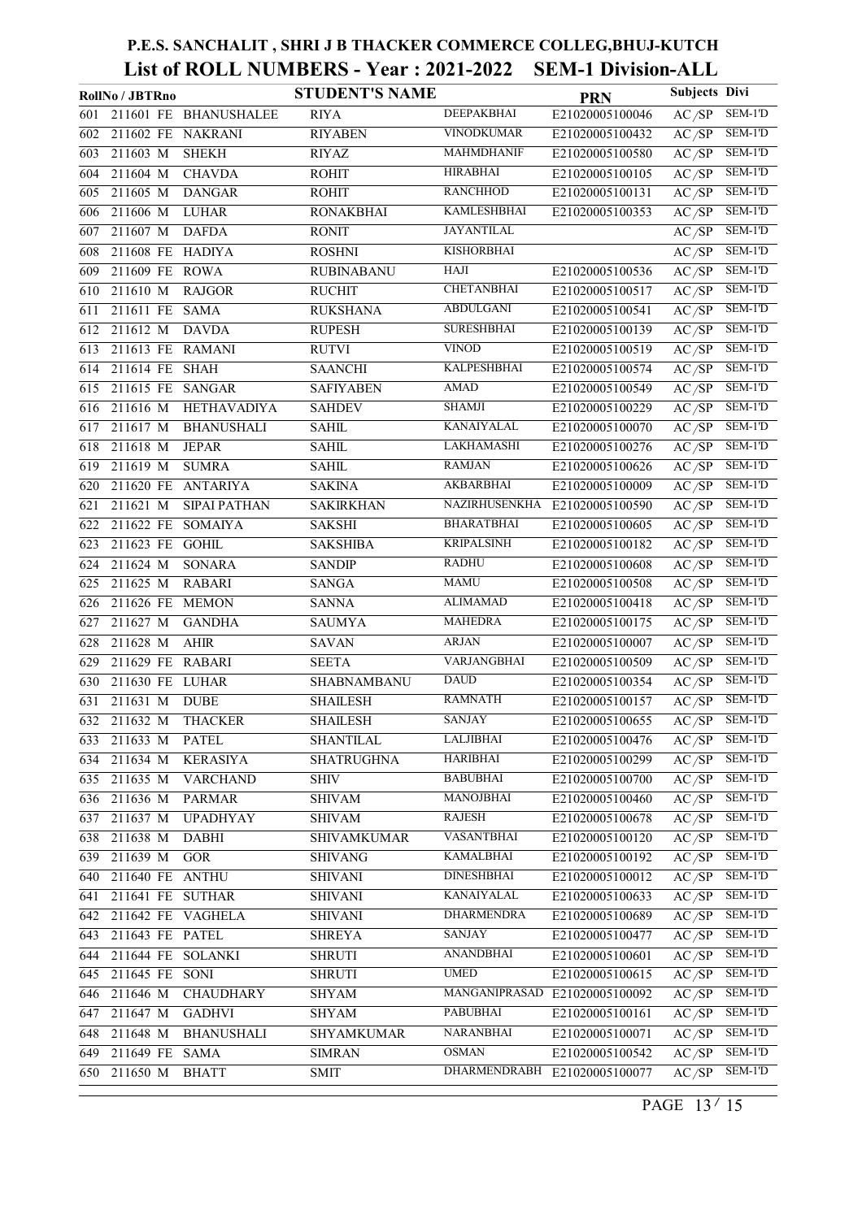# P.E.S. SANCHALIT , SHRI J B THACKER COMMERCE COLLEG,BHUJ-KUTCH

## List of ROLL NUMBERS - Year : 2021-2022 SEM-1 Division-ALL

| | RollNo / JBTRno | | STUDENT'S NAME | | | PRN | Subjects | Divi |
|---|---|---|---|---|---|---|---|---|
| 601 | 211601 FE | BHANUSHALEE | RIYA | DEEPAKBHAI | | E21020005100046 | AC /SP | SEM-1'D |
| 602 | 211602 FE | NAKRANI | RIYABEN | VINODKUMAR | | E21020005100432 | AC /SP | SEM-1'D |
| 603 | 211603 M | SHEKH | RIYAZ | MAHMDHANIF | | E21020005100580 | AC /SP | SEM-1'D |
| 604 | 211604 M | CHAVDA | ROHIT | HIRABHAI | | E21020005100105 | AC /SP | SEM-1'D |
| 605 | 211605 M | DANGAR | ROHIT | RANCHHOD | | E21020005100131 | AC /SP | SEM-1'D |
| 606 | 211606 M | LUHAR | RONAKBHAI | KAMLESHBHAI | | E21020005100353 | AC /SP | SEM-1'D |
| 607 | 211607 M | DAFDA | RONIT | JAYANTILAL | | | AC /SP | SEM-1'D |
| 608 | 211608 FE | HADIYA | ROSHNI | KISHORBHAI | | | AC /SP | SEM-1'D |
| 609 | 211609 FE | ROWA | RUBINABANU | HAJI | | E21020005100536 | AC /SP | SEM-1'D |
| 610 | 211610 M | RAJGOR | RUCHIT | CHETANBHAI | | E21020005100517 | AC /SP | SEM-1'D |
| 611 | 211611 FE | SAMA | RUKSHANA | ABDULGANI | | E21020005100541 | AC /SP | SEM-1'D |
| 612 | 211612 M | DAVDA | RUPESH | SURESHBHAI | | E21020005100139 | AC /SP | SEM-1'D |
| 613 | 211613 FE | RAMANI | RUTVI | VINOD | | E21020005100519 | AC /SP | SEM-1'D |
| 614 | 211614 FE | SHAH | SAANCHI | KALPESHBHAI | | E21020005100574 | AC /SP | SEM-1'D |
| 615 | 211615 FE | SANGAR | SAFIYABEN | AMAD | | E21020005100549 | AC /SP | SEM-1'D |
| 616 | 211616 M | HETHAVADIYA | SAHDEV | SHAMJI | | E21020005100229 | AC /SP | SEM-1'D |
| 617 | 211617 M | BHANUSHALI | SAHIL | KANAIYALAL | | E21020005100070 | AC /SP | SEM-1'D |
| 618 | 211618 M | JEPAR | SAHIL | LAKHAMASHI | | E21020005100276 | AC /SP | SEM-1'D |
| 619 | 211619 M | SUMRA | SAHIL | RAMJAN | | E21020005100626 | AC /SP | SEM-1'D |
| 620 | 211620 FE | ANTARIYA | SAKINA | AKBARBHAI | | E21020005100009 | AC /SP | SEM-1'D |
| 621 | 211621 M | SIPAI PATHAN | SAKIRKHAN | NAZIRHUSENKHA | | E21020005100590 | AC /SP | SEM-1'D |
| 622 | 211622 FE | SOMAIYA | SAKSHI | BHARATBHAI | | E21020005100605 | AC /SP | SEM-1'D |
| 623 | 211623 FE | GOHIL | SAKSHIBA | KRIPALSINH | | E21020005100182 | AC /SP | SEM-1'D |
| 624 | 211624 M | SONARA | SANDIP | RADHU | | E21020005100608 | AC /SP | SEM-1'D |
| 625 | 211625 M | RABARI | SANGA | MAMU | | E21020005100508 | AC /SP | SEM-1'D |
| 626 | 211626 FE | MEMON | SANNA | ALIMAMAD | | E21020005100418 | AC /SP | SEM-1'D |
| 627 | 211627 M | GANDHA | SAUMYA | MAHEDRA | | E21020005100175 | AC /SP | SEM-1'D |
| 628 | 211628 M | AHIR | SAVAN | ARJAN | | E21020005100007 | AC /SP | SEM-1'D |
| 629 | 211629 FE | RABARI | SEETA | VARJANGBHAI | | E21020005100509 | AC /SP | SEM-1'D |
| 630 | 211630 FE | LUHAR | SHABNAMBANU | DAUD | | E21020005100354 | AC /SP | SEM-1'D |
| 631 | 211631 M | DUBE | SHAILESH | RAMNATH | | E21020005100157 | AC /SP | SEM-1'D |
| 632 | 211632 M | THACKER | SHAILESH | SANJAY | | E21020005100655 | AC /SP | SEM-1'D |
| 633 | 211633 M | PATEL | SHANTILAL | LALJIBHAI | | E21020005100476 | AC /SP | SEM-1'D |
| 634 | 211634 M | KERASIYA | SHATRUGHNA | HARIBHAI | | E21020005100299 | AC /SP | SEM-1'D |
| 635 | 211635 M | VARCHAND | SHIV | BABUBHAI | | E21020005100700 | AC /SP | SEM-1'D |
| 636 | 211636 M | PARMAR | SHIVAM | MANOJBHAI | | E21020005100460 | AC /SP | SEM-1'D |
| 637 | 211637 M | UPADHYAY | SHIVAM | RAJESH | | E21020005100678 | AC /SP | SEM-1'D |
| 638 | 211638 M | DABHI | SHIVAMKUMAR | VASANTBHAI | | E21020005100120 | AC /SP | SEM-1'D |
| 639 | 211639 M | GOR | SHIVANG | KAMALBHAI | | E21020005100192 | AC /SP | SEM-1'D |
| 640 | 211640 FE | ANTHU | SHIVANI | DINESHBHAI | | E21020005100012 | AC /SP | SEM-1'D |
| 641 | 211641 FE | SUTHAR | SHIVANI | KANAIYALAL | | E21020005100633 | AC /SP | SEM-1'D |
| 642 | 211642 FE | VAGHELA | SHIVANI | DHARMENDRA | | E21020005100689 | AC /SP | SEM-1'D |
| 643 | 211643 FE | PATEL | SHREYA | SANJAY | | E21020005100477 | AC /SP | SEM-1'D |
| 644 | 211644 FE | SOLANKI | SHRUTI | ANANDBHAI | | E21020005100601 | AC /SP | SEM-1'D |
| 645 | 211645 FE | SONI | SHRUTI | UMED | | E21020005100615 | AC /SP | SEM-1'D |
| 646 | 211646 M | CHAUDHARY | SHYAM | MANGANIPRASAD | | E21020005100092 | AC /SP | SEM-1'D |
| 647 | 211647 M | GADHVI | SHYAM | PABUBHAI | | E21020005100161 | AC /SP | SEM-1'D |
| 648 | 211648 M | BHANUSHALI | SHYAMKUMAR | NARANBHAI | | E21020005100071 | AC /SP | SEM-1'D |
| 649 | 211649 FE | SAMA | SIMRAN | OSMAN | | E21020005100542 | AC /SP | SEM-1'D |
| 650 | 211650 M | BHATT | SMIT | DHARMENDRABH | | E21020005100077 | AC /SP | SEM-1'D |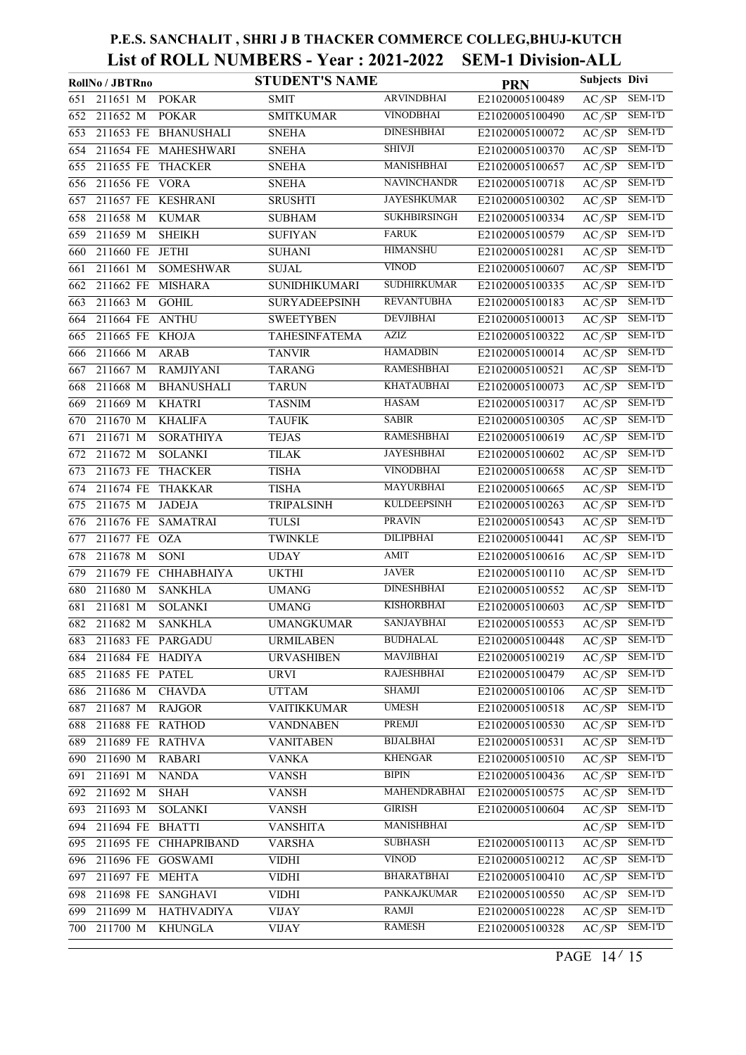# P.E.S. SANCHALIT , SHRI J B THACKER COMMERCE COLLEG,BHUJ-KUTCH

## List of ROLL NUMBERS - Year : 2021-2022 SEM-1 Division-ALL

| | RollNo / JBTRno | | STUDENT'S NAME | | | PRN | Subjects | Divi |
|---|---|---|---|---|---|---|---|---|
| 651 | 211651 | M | POKAR | SMIT | ARVINDBHAI | E21020005100489 | AC /SP | SEM-1'D |
| 652 | 211652 | M | POKAR | SMITKUMAR | VINODBHAI | E21020005100490 | AC /SP | SEM-1'D |
| 653 | 211653 | FE | BHANUSHALI | SNEHA | DINESHBHAI | E21020005100072 | AC /SP | SEM-1'D |
| 654 | 211654 | FE | MAHESHWARI | SNEHA | SHIVJI | E21020005100370 | AC /SP | SEM-1'D |
| 655 | 211655 | FE | THACKER | SNEHA | MANISHBHAI | E21020005100657 | AC /SP | SEM-1'D |
| 656 | 211656 | FE | VORA | SNEHA | NAVINCHANDR | E21020005100718 | AC /SP | SEM-1'D |
| 657 | 211657 | FE | KESHRANI | SRUSHTI | JAYESHKUMAR | E21020005100302 | AC /SP | SEM-1'D |
| 658 | 211658 | M | KUMAR | SUBHAM | SUKHBIRSINGH | E21020005100334 | AC /SP | SEM-1'D |
| 659 | 211659 | M | SHEIKH | SUFIYAN | FARUK | E21020005100579 | AC /SP | SEM-1'D |
| 660 | 211660 | FE | JETHI | SUHANI | HIMANSHU | E21020005100281 | AC /SP | SEM-1'D |
| 661 | 211661 | M | SOMESHWAR | SUJAL | VINOD | E21020005100607 | AC /SP | SEM-1'D |
| 662 | 211662 | FE | MISHARA | SUNIDHIKUMARI | SUDHIRKUMAR | E21020005100335 | AC /SP | SEM-1'D |
| 663 | 211663 | M | GOHIL | SURYADEEPSINH | REVANTUBHA | E21020005100183 | AC /SP | SEM-1'D |
| 664 | 211664 | FE | ANTHU | SWEETYBEN | DEVJIBHAI | E21020005100013 | AC /SP | SEM-1'D |
| 665 | 211665 | FE | KHOJA | TAHESINFATEMA | AZIZ | E21020005100322 | AC /SP | SEM-1'D |
| 666 | 211666 | M | ARAB | TANVIR | HAMADBIN | E21020005100014 | AC /SP | SEM-1'D |
| 667 | 211667 | M | RAMJIYANI | TARANG | RAMESHBHAI | E21020005100521 | AC /SP | SEM-1'D |
| 668 | 211668 | M | BHANUSHALI | TARUN | KHATAUBHAI | E21020005100073 | AC /SP | SEM-1'D |
| 669 | 211669 | M | KHATRI | TASNIM | HASAM | E21020005100317 | AC /SP | SEM-1'D |
| 670 | 211670 | M | KHALIFA | TAUFIK | SABIR | E21020005100305 | AC /SP | SEM-1'D |
| 671 | 211671 | M | SORATHIYA | TEJAS | RAMESHBHAI | E21020005100619 | AC /SP | SEM-1'D |
| 672 | 211672 | M | SOLANKI | TILAK | JAYESHBHAI | E21020005100602 | AC /SP | SEM-1'D |
| 673 | 211673 | FE | THACKER | TISHA | VINODBHAI | E21020005100658 | AC /SP | SEM-1'D |
| 674 | 211674 | FE | THAKKAR | TISHA | MAYURBHAI | E21020005100665 | AC /SP | SEM-1'D |
| 675 | 211675 | M | JADEJA | TRIPALSINH | KULDEEPSINH | E21020005100263 | AC /SP | SEM-1'D |
| 676 | 211676 | FE | SAMATRAI | TULSI | PRAVIN | E21020005100543 | AC /SP | SEM-1'D |
| 677 | 211677 | FE | OZA | TWINKLE | DILIPBHAI | E21020005100441 | AC /SP | SEM-1'D |
| 678 | 211678 | M | SONI | UDAY | AMIT | E21020005100616 | AC /SP | SEM-1'D |
| 679 | 211679 | FE | CHHABHAIYA | UKTHI | JAVER | E21020005100110 | AC /SP | SEM-1'D |
| 680 | 211680 | M | SANKHLA | UMANG | DINESHBHAI | E21020005100552 | AC /SP | SEM-1'D |
| 681 | 211681 | M | SOLANKI | UMANG | KISHORBHAI | E21020005100603 | AC /SP | SEM-1'D |
| 682 | 211682 | M | SANKHLA | UMANGKUMAR | SANJAYBHAI | E21020005100553 | AC /SP | SEM-1'D |
| 683 | 211683 | FE | PARGADU | URMILABEN | BUDHALAL | E21020005100448 | AC /SP | SEM-1'D |
| 684 | 211684 | FE | HADIYA | URVASHIBEN | MAVJIBHAI | E21020005100219 | AC /SP | SEM-1'D |
| 685 | 211685 | FE | PATEL | URVI | RAJESHBHAI | E21020005100479 | AC /SP | SEM-1'D |
| 686 | 211686 | M | CHAVDA | UTTAM | SHAMJI | E21020005100106 | AC /SP | SEM-1'D |
| 687 | 211687 | M | RAJGOR | VAITIKKUMAR | UMESH | E21020005100518 | AC /SP | SEM-1'D |
| 688 | 211688 | FE | RATHOD | VANDNABEN | PREMJI | E21020005100530 | AC /SP | SEM-1'D |
| 689 | 211689 | FE | RATHVA | VANITABEN | BIJALBHAI | E21020005100531 | AC /SP | SEM-1'D |
| 690 | 211690 | M | RABARI | VANKA | KHENGAR | E21020005100510 | AC /SP | SEM-1'D |
| 691 | 211691 | M | NANDA | VANSH | BIPIN | E21020005100436 | AC /SP | SEM-1'D |
| 692 | 211692 | M | SHAH | VANSH | MAHENDRABHAI | E21020005100575 | AC /SP | SEM-1'D |
| 693 | 211693 | M | SOLANKI | VANSH | GIRISH | E21020005100604 | AC /SP | SEM-1'D |
| 694 | 211694 | FE | BHATTI | VANSHITA | MANISHBHAI | | AC /SP | SEM-1'D |
| 695 | 211695 | FE | CHHAPRIBAND | VARSHA | SUBHASH | E21020005100113 | AC /SP | SEM-1'D |
| 696 | 211696 | FE | GOSWAMI | VIDHI | VINOD | E21020005100212 | AC /SP | SEM-1'D |
| 697 | 211697 | FE | MEHTA | VIDHI | BHARATBHAI | E21020005100410 | AC /SP | SEM-1'D |
| 698 | 211698 | FE | SANGHAVI | VIDHI | PANKAJKUMAR | E21020005100550 | AC /SP | SEM-1'D |
| 699 | 211699 | M | HATHVADIYA | VIJAY | RAMJI | E21020005100228 | AC /SP | SEM-1'D |
| 700 | 211700 | M | KHUNGLA | VIJAY | RAMESH | E21020005100328 | AC /SP | SEM-1'D |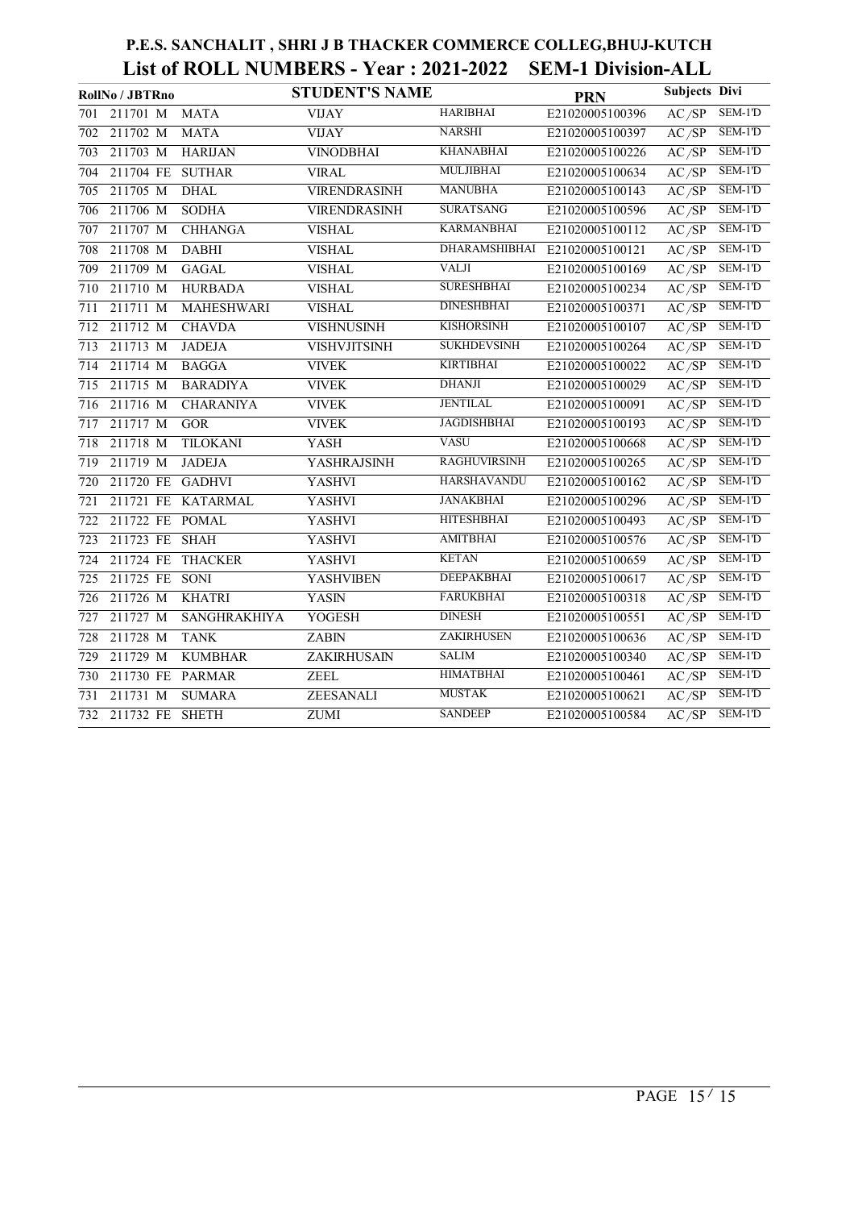# P.E.S. SANCHALIT , SHRI J B THACKER COMMERCE COLLEG,BHUJ-KUTCH

## List of ROLL NUMBERS - Year : 2021-2022 SEM-1 Division-ALL

| RollNo / JBTRno | | | STUDENT'S NAME | | | PRN | Subjects | Divi |
|---|---|---|---|---|---|---|---|---|
| 701 | 211701 M | MATA | VIJAY | HARIBHAI | | E21020005100396 | AC /SP | SEM-1'D |
| 702 | 211702 M | MATA | VIJAY | NARSHI | | E21020005100397 | AC /SP | SEM-1'D |
| 703 | 211703 M | HARIJAN | VINODBHAI | KHANABHAI | | E21020005100226 | AC /SP | SEM-1'D |
| 704 | 211704 FE | SUTHAR | VIRAL | MULJIBHAI | | E21020005100634 | AC /SP | SEM-1'D |
| 705 | 211705 M | DHAL | VIRENDRASINH | MANUBHA | | E21020005100143 | AC /SP | SEM-1'D |
| 706 | 211706 M | SODHA | VIRENDRASINH | SURATSANG | | E21020005100596 | AC /SP | SEM-1'D |
| 707 | 211707 M | CHHANGA | VISHAL | KARMANBHAI | | E21020005100112 | AC /SP | SEM-1'D |
| 708 | 211708 M | DABHI | VISHAL | DHARAMSHIBHAI | | E21020005100121 | AC /SP | SEM-1'D |
| 709 | 211709 M | GAGAL | VISHAL | VALJI | | E21020005100169 | AC /SP | SEM-1'D |
| 710 | 211710 M | HURBADA | VISHAL | SURESHBHAI | | E21020005100234 | AC /SP | SEM-1'D |
| 711 | 211711 M | MAHESHWARI | VISHAL | DINESHBHAI | | E21020005100371 | AC /SP | SEM-1'D |
| 712 | 211712 M | CHAVDA | VISHNUSINH | KISHORSINH | | E21020005100107 | AC /SP | SEM-1'D |
| 713 | 211713 M | JADEJA | VISHVJITSINH | SUKHDEVSINH | | E21020005100264 | AC /SP | SEM-1'D |
| 714 | 211714 M | BAGGA | VIVEK | KIRTIBHAI | | E21020005100022 | AC /SP | SEM-1'D |
| 715 | 211715 M | BARADIYA | VIVEK | DHANJI | | E21020005100029 | AC /SP | SEM-1'D |
| 716 | 211716 M | CHARANIYA | VIVEK | JENTILAL | | E21020005100091 | AC /SP | SEM-1'D |
| 717 | 211717 M | GOR | VIVEK | JAGDISHBHAI | | E21020005100193 | AC /SP | SEM-1'D |
| 718 | 211718 M | TILOKANI | YASH | VASU | | E21020005100668 | AC /SP | SEM-1'D |
| 719 | 211719 M | JADEJA | YASHRAJSINH | RAGHUVIRSINH | | E21020005100265 | AC /SP | SEM-1'D |
| 720 | 211720 FE | GADHVI | YASHVI | HARSHAVANDU | | E21020005100162 | AC /SP | SEM-1'D |
| 721 | 211721 FE | KATARMAL | YASHVI | JANAKBHAI | | E21020005100296 | AC /SP | SEM-1'D |
| 722 | 211722 FE | POMAL | YASHVI | HITESHBHAI | | E21020005100493 | AC /SP | SEM-1'D |
| 723 | 211723 FE | SHAH | YASHVI | AMITBHAI | | E21020005100576 | AC /SP | SEM-1'D |
| 724 | 211724 FE | THACKER | YASHVI | KETAN | | E21020005100659 | AC /SP | SEM-1'D |
| 725 | 211725 FE | SONI | YASHVIBEN | DEEPAKBHAI | | E21020005100617 | AC /SP | SEM-1'D |
| 726 | 211726 M | KHATRI | YASIN | FARUKBHAI | | E21020005100318 | AC /SP | SEM-1'D |
| 727 | 211727 M | SANGHRAKHIYA | YOGESH | DINESH | | E21020005100551 | AC /SP | SEM-1'D |
| 728 | 211728 M | TANK | ZABIN | ZAKIRHUSEN | | E21020005100636 | AC /SP | SEM-1'D |
| 729 | 211729 M | KUMBHAR | ZAKIRHUSAIN | SALIM | | E21020005100340 | AC /SP | SEM-1'D |
| 730 | 211730 FE | PARMAR | ZEEL | HIMATBHAI | | E21020005100461 | AC /SP | SEM-1'D |
| 731 | 211731 M | SUMARA | ZEESANALI | MUSTAK | | E21020005100621 | AC /SP | SEM-1'D |
| 732 | 211732 FE | SHETH | ZUMI | SANDEEP | | E21020005100584 | AC /SP | SEM-1'D |